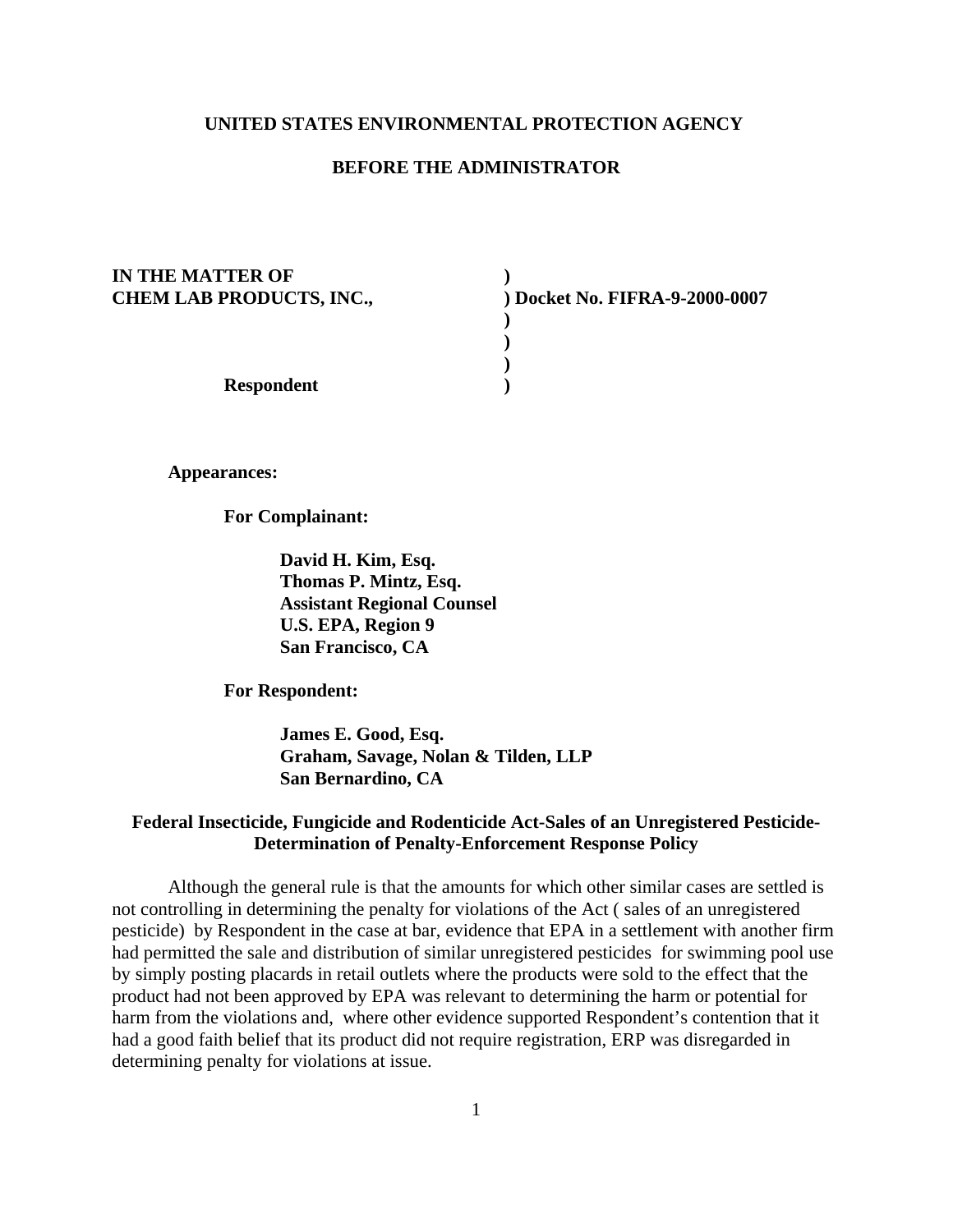**UNITED STATES ENVIRONMENTAL PROTECTION AGENCY**

**BEFORE THE ADMINISTRATOR**

**IN THE MATTER OF** )
**CHEM LAB PRODUCTS, INC.,** ) **Docket No. FIFRA-9-2000-0007**
)
)
)
**Respondent** )

**Appearances:**

**For Complainant:**

**David H. Kim, Esq.**
**Thomas P. Mintz, Esq.**
**Assistant Regional Counsel**
**U.S. EPA, Region 9**
**San Francisco, CA**

**For Respondent:**

**James E. Good, Esq.**
**Graham, Savage, Nolan & Tilden, LLP**
**San Bernardino, CA**

**Federal Insecticide, Fungicide and Rodenticide Act-Sales of an Unregistered Pesticide-Determination of Penalty-Enforcement Response Policy**

Although the general rule is that the amounts for which other similar cases are settled is not controlling in determining the penalty for violations of the Act ( sales of an unregistered pesticide) by Respondent in the case at bar, evidence that EPA in a settlement with another firm had permitted the sale and distribution of similar unregistered pesticides for swimming pool use by simply posting placards in retail outlets where the products were sold to the effect that the product had not been approved by EPA was relevant to determining the harm or potential for harm from the violations and, where other evidence supported Respondent's contention that it had a good faith belief that its product did not require registration, ERP was disregarded in determining penalty for violations at issue.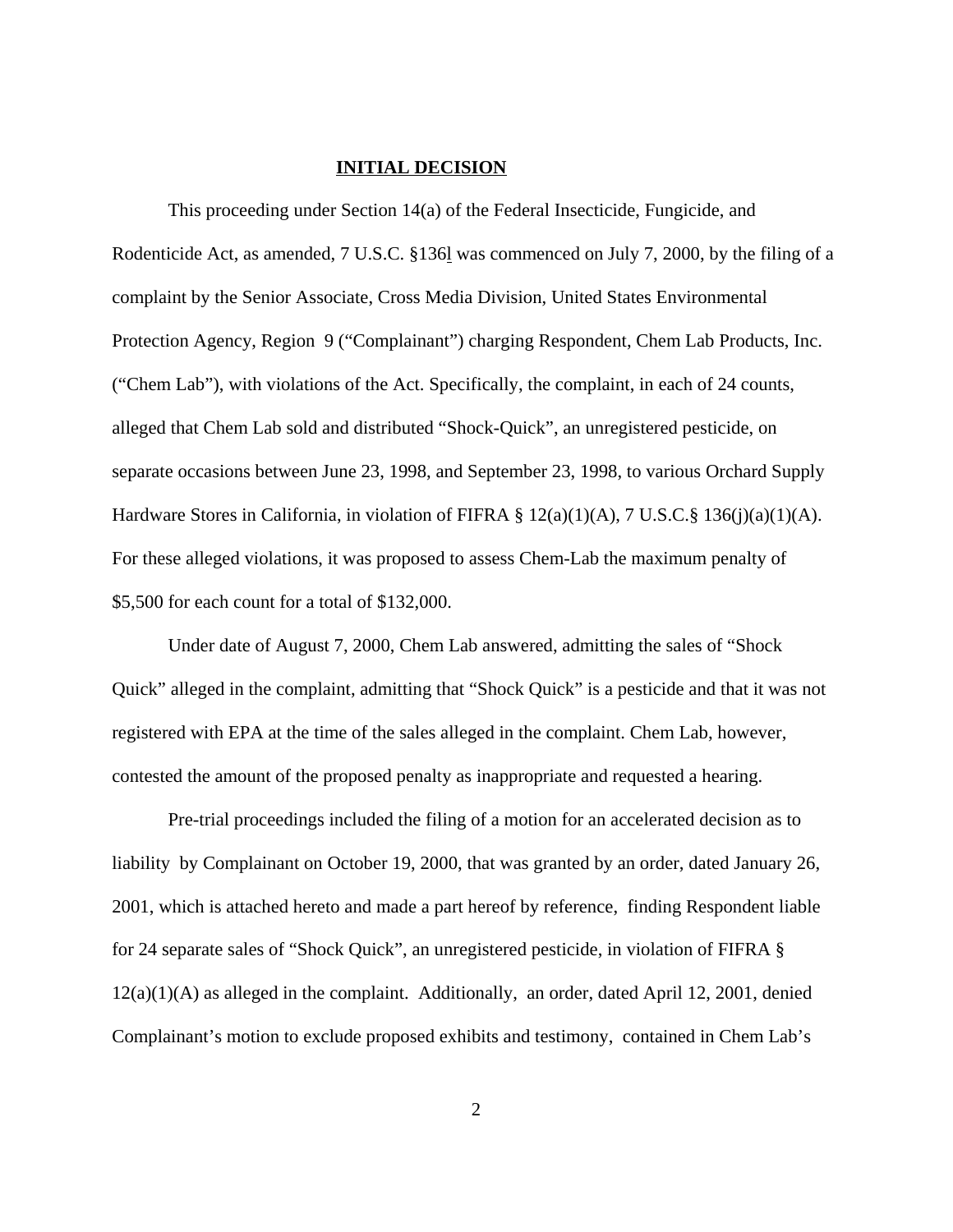# INITIAL DECISION

This proceeding under Section 14(a) of the Federal Insecticide, Fungicide, and Rodenticide Act, as amended, 7 U.S.C. §136l was commenced on July 7, 2000, by the filing of a complaint by the Senior Associate, Cross Media Division, United States Environmental Protection Agency, Region 9 ("Complainant") charging Respondent, Chem Lab Products, Inc. ("Chem Lab"), with violations of the Act. Specifically, the complaint, in each of 24 counts, alleged that Chem Lab sold and distributed "Shock-Quick", an unregistered pesticide, on separate occasions between June 23, 1998, and September 23, 1998, to various Orchard Supply Hardware Stores in California, in violation of FIFRA § 12(a)(1)(A), 7 U.S.C.§ 136(j)(a)(1)(A). For these alleged violations, it was proposed to assess Chem-Lab the maximum penalty of $5,500 for each count for a total of $132,000.

Under date of August 7, 2000, Chem Lab answered, admitting the sales of "Shock Quick" alleged in the complaint, admitting that "Shock Quick" is a pesticide and that it was not registered with EPA at the time of the sales alleged in the complaint. Chem Lab, however, contested the amount of the proposed penalty as inappropriate and requested a hearing.

Pre-trial proceedings included the filing of a motion for an accelerated decision as to liability by Complainant on October 19, 2000, that was granted by an order, dated January 26, 2001, which is attached hereto and made a part hereof by reference, finding Respondent liable for 24 separate sales of "Shock Quick", an unregistered pesticide, in violation of FIFRA § 12(a)(1)(A) as alleged in the complaint. Additionally, an order, dated April 12, 2001, denied Complainant's motion to exclude proposed exhibits and testimony, contained in Chem Lab's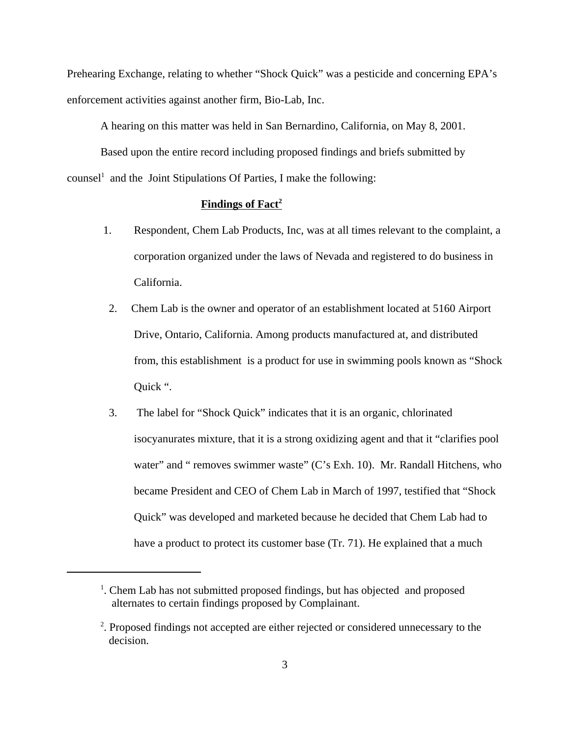Prehearing Exchange, relating to whether "Shock Quick" was a pesticide and concerning EPA's enforcement activities against another firm, Bio-Lab, Inc.

A hearing on this matter was held in San Bernardino, California, on May 8, 2001.

Based upon the entire record including proposed findings and briefs submitted by counsel[1] and the Joint Stipulations Of Parties, I make the following:

**Findings of Fact[2]**

1. Respondent, Chem Lab Products, Inc, was at all times relevant to the complaint, a corporation organized under the laws of Nevada and registered to do business in California.

2. Chem Lab is the owner and operator of an establishment located at 5160 Airport Drive, Ontario, California. Among products manufactured at, and distributed from, this establishment is a product for use in swimming pools known as "Shock Quick ".

3. The label for "Shock Quick" indicates that it is an organic, chlorinated isocyanurates mixture, that it is a strong oxidizing agent and that it "clarifies pool water" and " removes swimmer waste" (C's Exh. 10). Mr. Randall Hitchens, who became President and CEO of Chem Lab in March of 1997, testified that "Shock Quick" was developed and marketed because he decided that Chem Lab had to have a product to protect its customer base (Tr. 71). He explained that a much

---

[1]. Chem Lab has not submitted proposed findings, but has objected and proposed alternates to certain findings proposed by Complainant.

[2]. Proposed findings not accepted are either rejected or considered unnecessary to the decision.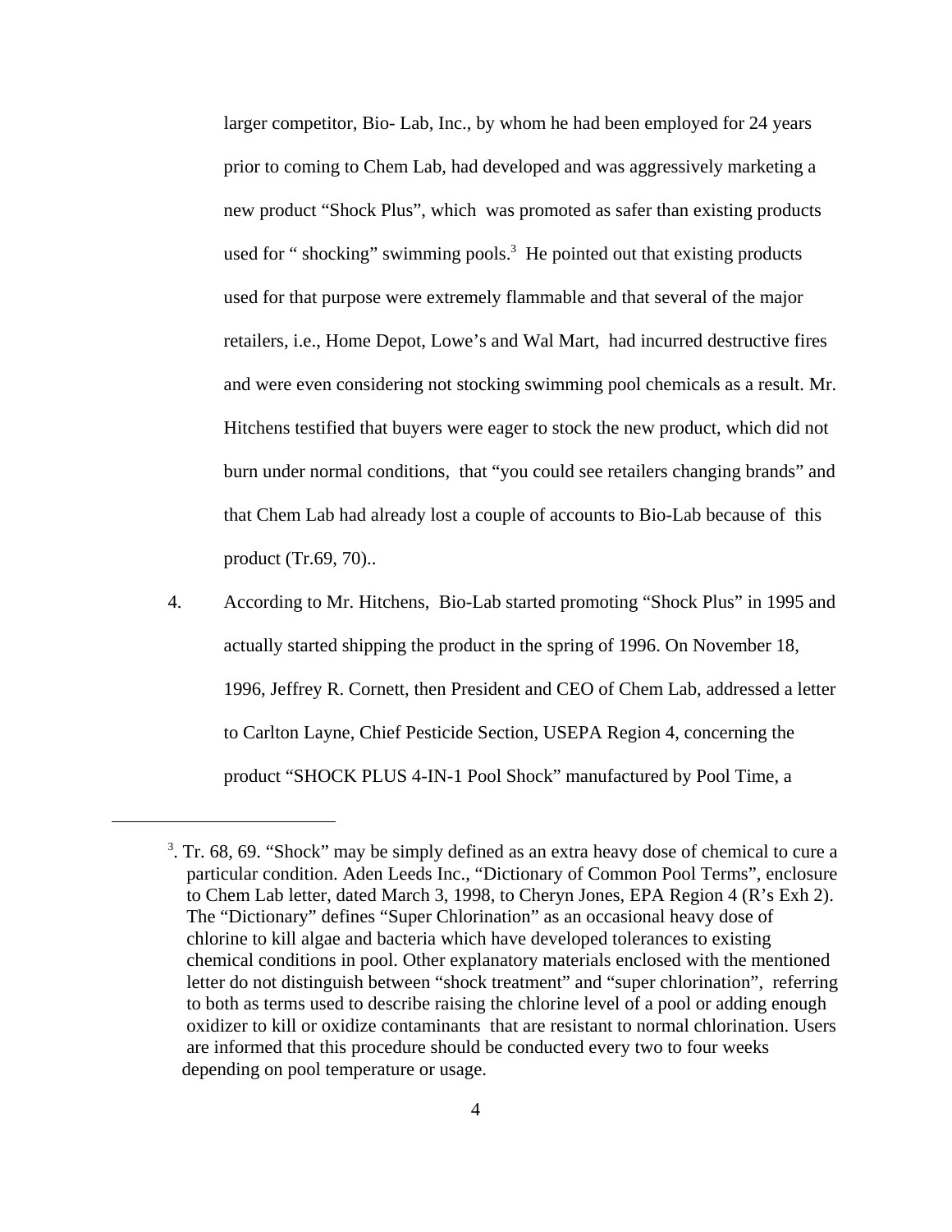larger competitor, Bio- Lab, Inc., by whom he had been employed for 24 years prior to coming to Chem Lab, had developed and was aggressively marketing a new product "Shock Plus", which was promoted as safer than existing products used for " shocking" swimming pools.[3] He pointed out that existing products used for that purpose were extremely flammable and that several of the major retailers, i.e., Home Depot, Lowe's and Wal Mart, had incurred destructive fires and were even considering not stocking swimming pool chemicals as a result. Mr. Hitchens testified that buyers were eager to stock the new product, which did not burn under normal conditions, that "you could see retailers changing brands" and that Chem Lab had already lost a couple of accounts to Bio-Lab because of this product (Tr.69, 70)..

4. According to Mr. Hitchens, Bio-Lab started promoting "Shock Plus" in 1995 and actually started shipping the product in the spring of 1996. On November 18, 1996, Jeffrey R. Cornett, then President and CEO of Chem Lab, addressed a letter to Carlton Layne, Chief Pesticide Section, USEPA Region 4, concerning the product "SHOCK PLUS 4-IN-1 Pool Shock" manufactured by Pool Time, a

---

[3]. Tr. 68, 69. "Shock" may be simply defined as an extra heavy dose of chemical to cure a particular condition. Aden Leeds Inc., "Dictionary of Common Pool Terms", enclosure to Chem Lab letter, dated March 3, 1998, to Cheryn Jones, EPA Region 4 (R's Exh 2). The "Dictionary" defines "Super Chlorination" as an occasional heavy dose of chlorine to kill algae and bacteria which have developed tolerances to existing chemical conditions in pool. Other explanatory materials enclosed with the mentioned letter do not distinguish between "shock treatment" and "super chlorination", referring to both as terms used to describe raising the chlorine level of a pool or adding enough oxidizer to kill or oxidize contaminants that are resistant to normal chlorination. Users are informed that this procedure should be conducted every two to four weeks depending on pool temperature or usage.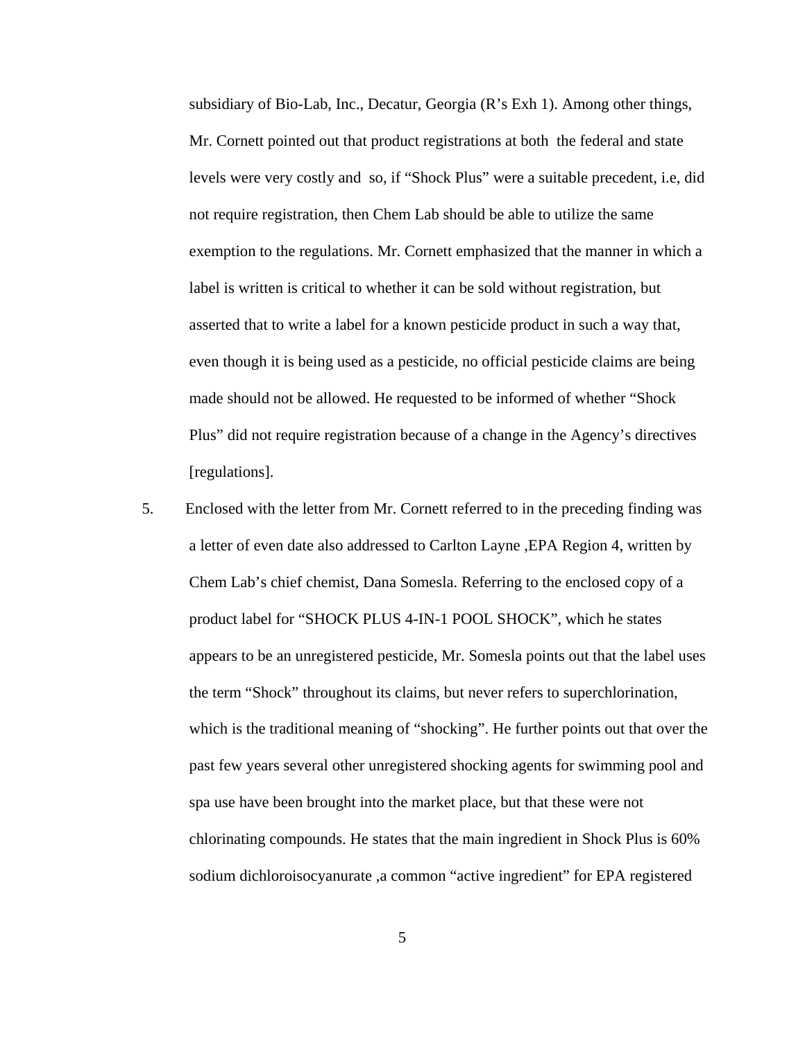subsidiary of Bio-Lab, Inc., Decatur, Georgia (R's Exh 1). Among other things, Mr. Cornett pointed out that product registrations at both the federal and state levels were very costly and so, if "Shock Plus" were a suitable precedent, i.e, did not require registration, then Chem Lab should be able to utilize the same exemption to the regulations. Mr. Cornett emphasized that the manner in which a label is written is critical to whether it can be sold without registration, but asserted that to write a label for a known pesticide product in such a way that, even though it is being used as a pesticide, no official pesticide claims are being made should not be allowed. He requested to be informed of whether "Shock Plus" did not require registration because of a change in the Agency's directives [regulations].

5. Enclosed with the letter from Mr. Cornett referred to in the preceding finding was a letter of even date also addressed to Carlton Layne ,EPA Region 4, written by Chem Lab's chief chemist, Dana Somesla. Referring to the enclosed copy of a product label for "SHOCK PLUS 4-IN-1 POOL SHOCK", which he states appears to be an unregistered pesticide, Mr. Somesla points out that the label uses the term "Shock" throughout its claims, but never refers to superchlorination, which is the traditional meaning of "shocking". He further points out that over the past few years several other unregistered shocking agents for swimming pool and spa use have been brought into the market place, but that these were not chlorinating compounds. He states that the main ingredient in Shock Plus is 60% sodium dichloroisocyanurate ,a common "active ingredient" for EPA registered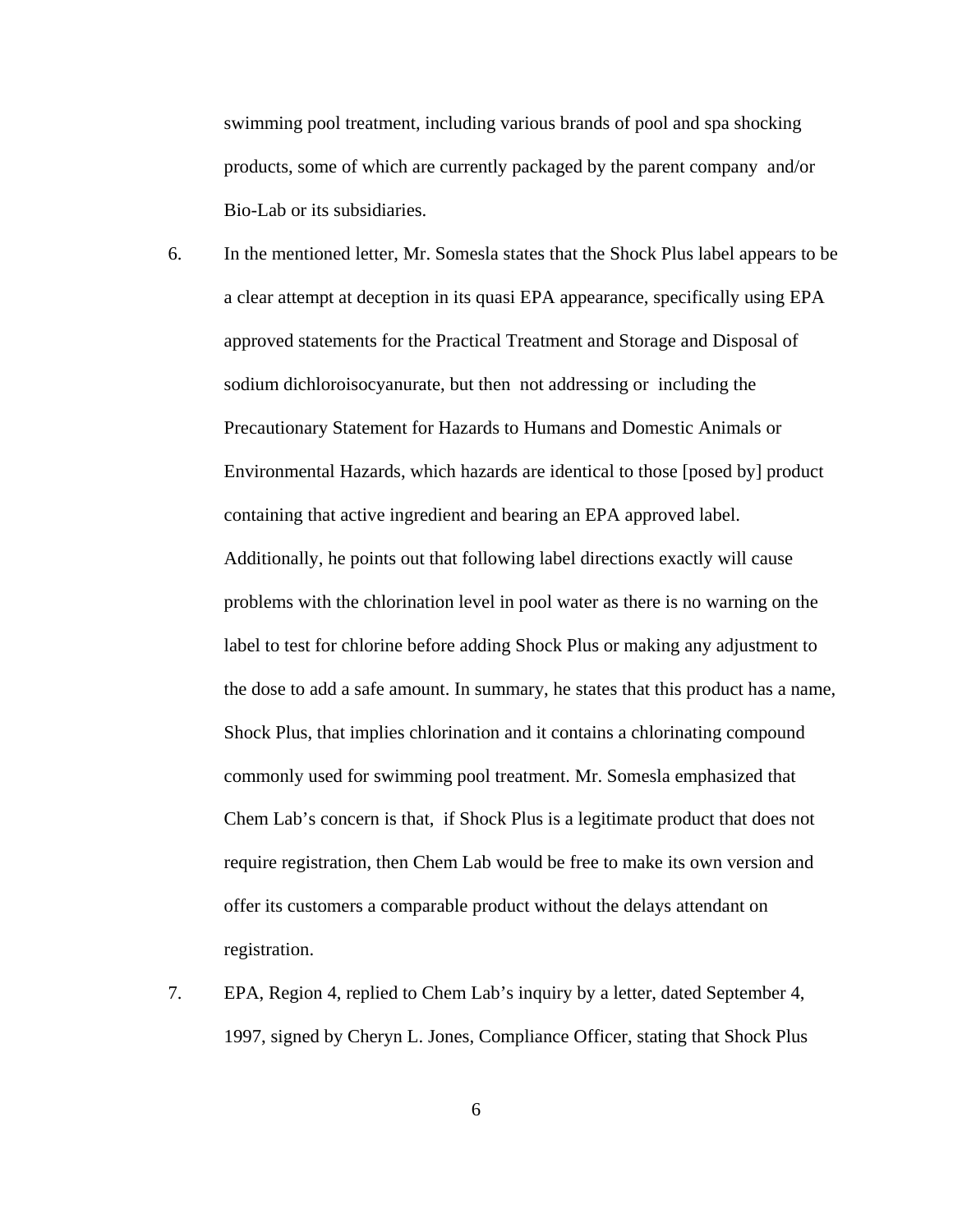swimming pool treatment, including various brands of pool and spa shocking products, some of which are currently packaged by the parent company and/or Bio-Lab or its subsidiaries.

6. In the mentioned letter, Mr. Somesla states that the Shock Plus label appears to be a clear attempt at deception in its quasi EPA appearance, specifically using EPA approved statements for the Practical Treatment and Storage and Disposal of sodium dichloroisocyanurate, but then not addressing or including the Precautionary Statement for Hazards to Humans and Domestic Animals or Environmental Hazards, which hazards are identical to those [posed by] product containing that active ingredient and bearing an EPA approved label. Additionally, he points out that following label directions exactly will cause problems with the chlorination level in pool water as there is no warning on the label to test for chlorine before adding Shock Plus or making any adjustment to the dose to add a safe amount. In summary, he states that this product has a name, Shock Plus, that implies chlorination and it contains a chlorinating compound commonly used for swimming pool treatment. Mr. Somesla emphasized that Chem Lab's concern is that, if Shock Plus is a legitimate product that does not require registration, then Chem Lab would be free to make its own version and offer its customers a comparable product without the delays attendant on registration.

7. EPA, Region 4, replied to Chem Lab's inquiry by a letter, dated September 4, 1997, signed by Cheryn L. Jones, Compliance Officer, stating that Shock Plus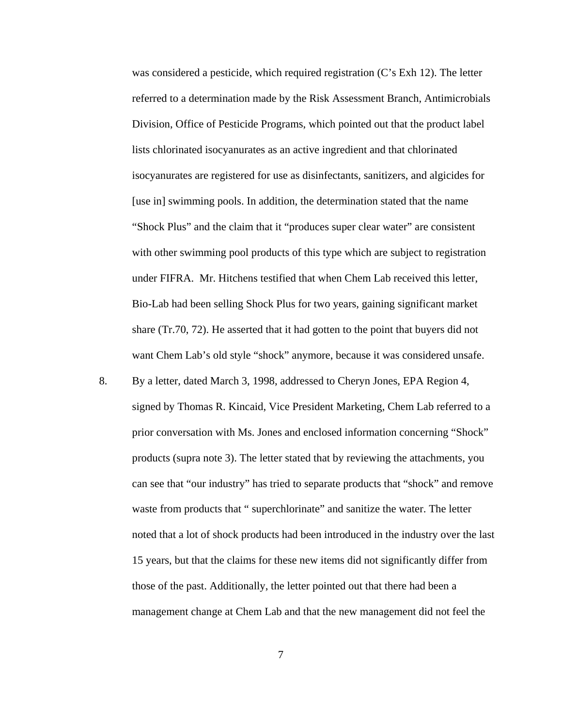was considered a pesticide, which required registration (C's Exh 12). The letter referred to a determination made by the Risk Assessment Branch, Antimicrobials Division, Office of Pesticide Programs, which pointed out that the product label lists chlorinated isocyanurates as an active ingredient and that chlorinated isocyanurates are registered for use as disinfectants, sanitizers, and algicides for [use in] swimming pools. In addition, the determination stated that the name "Shock Plus" and the claim that it "produces super clear water" are consistent with other swimming pool products of this type which are subject to registration under FIFRA. Mr. Hitchens testified that when Chem Lab received this letter, Bio-Lab had been selling Shock Plus for two years, gaining significant market share (Tr.70, 72). He asserted that it had gotten to the point that buyers did not want Chem Lab's old style "shock" anymore, because it was considered unsafe.

8. By a letter, dated March 3, 1998, addressed to Cheryn Jones, EPA Region 4, signed by Thomas R. Kincaid, Vice President Marketing, Chem Lab referred to a prior conversation with Ms. Jones and enclosed information concerning "Shock" products (supra note 3). The letter stated that by reviewing the attachments, you can see that "our industry" has tried to separate products that "shock" and remove waste from products that " superchlorinate" and sanitize the water. The letter noted that a lot of shock products had been introduced in the industry over the last 15 years, but that the claims for these new items did not significantly differ from those of the past. Additionally, the letter pointed out that there had been a management change at Chem Lab and that the new management did not feel the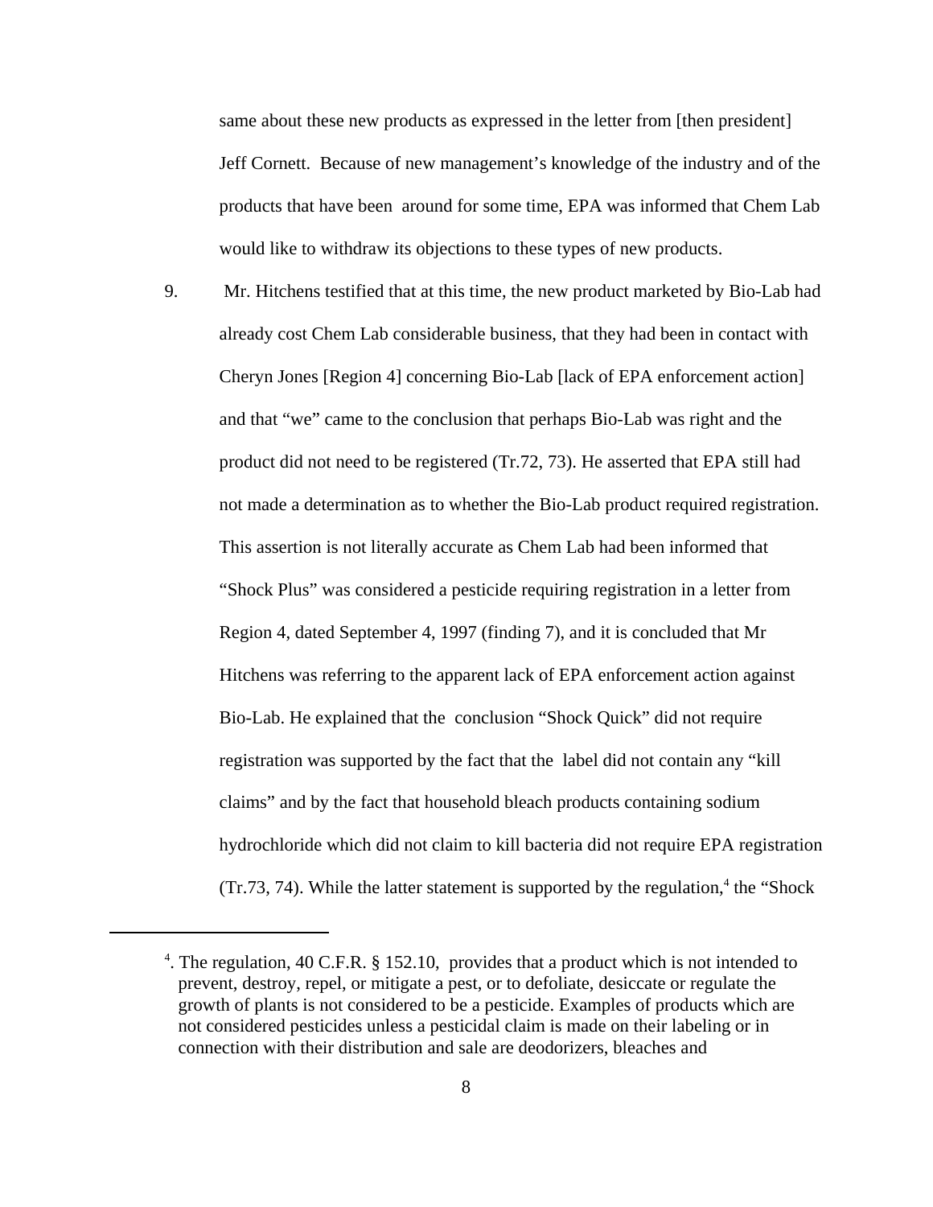same about these new products as expressed in the letter from [then president] Jeff Cornett. Because of new management's knowledge of the industry and of the products that have been around for some time, EPA was informed that Chem Lab would like to withdraw its objections to these types of new products.

9. Mr. Hitchens testified that at this time, the new product marketed by Bio-Lab had already cost Chem Lab considerable business, that they had been in contact with Cheryn Jones [Region 4] concerning Bio-Lab [lack of EPA enforcement action] and that "we" came to the conclusion that perhaps Bio-Lab was right and the product did not need to be registered (Tr.72, 73). He asserted that EPA still had not made a determination as to whether the Bio-Lab product required registration. This assertion is not literally accurate as Chem Lab had been informed that "Shock Plus" was considered a pesticide requiring registration in a letter from Region 4, dated September 4, 1997 (finding 7), and it is concluded that Mr Hitchens was referring to the apparent lack of EPA enforcement action against Bio-Lab. He explained that the conclusion "Shock Quick" did not require registration was supported by the fact that the label did not contain any "kill claims" and by the fact that household bleach products containing sodium hydrochloride which did not claim to kill bacteria did not require EPA registration (Tr.73, 74). While the latter statement is supported by the regulation,[4] the "Shock

[4]. The regulation, 40 C.F.R. § 152.10, provides that a product which is not intended to prevent, destroy, repel, or mitigate a pest, or to defoliate, desiccate or regulate the growth of plants is not considered to be a pesticide. Examples of products which are not considered pesticides unless a pesticidal claim is made on their labeling or in connection with their distribution and sale are deodorizers, bleaches and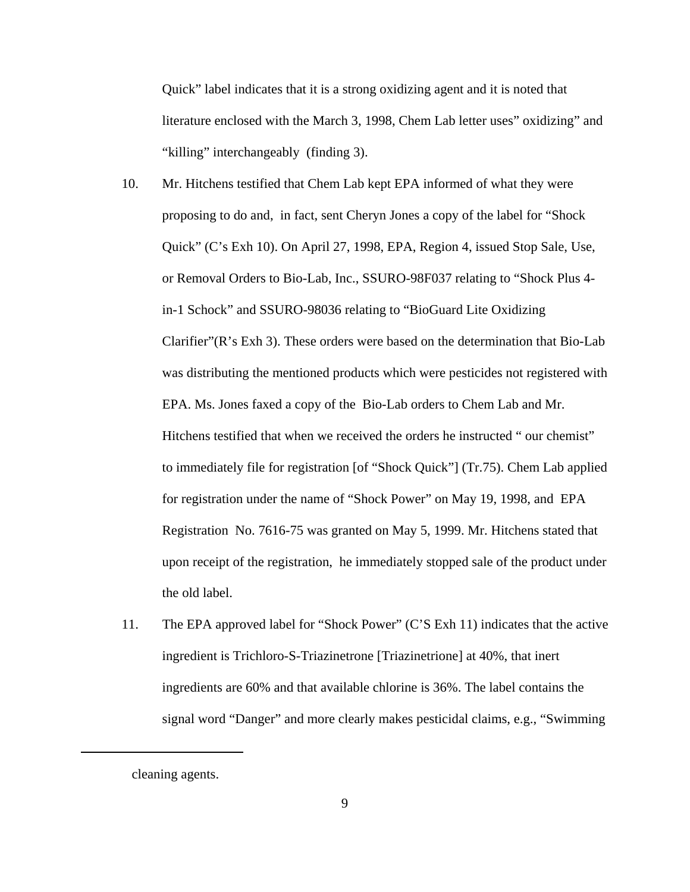Quick" label indicates that it is a strong oxidizing agent and it is noted that literature enclosed with the March 3, 1998, Chem Lab letter uses" oxidizing" and "killing" interchangeably (finding 3).

10. Mr. Hitchens testified that Chem Lab kept EPA informed of what they were proposing to do and, in fact, sent Cheryn Jones a copy of the label for "Shock Quick" (C's Exh 10). On April 27, 1998, EPA, Region 4, issued Stop Sale, Use, or Removal Orders to Bio-Lab, Inc., SSURO-98F037 relating to "Shock Plus 4-in-1 Schock" and SSURO-98036 relating to "BioGuard Lite Oxidizing Clarifier"(R's Exh 3). These orders were based on the determination that Bio-Lab was distributing the mentioned products which were pesticides not registered with EPA. Ms. Jones faxed a copy of the Bio-Lab orders to Chem Lab and Mr. Hitchens testified that when we received the orders he instructed " our chemist" to immediately file for registration [of "Shock Quick"] (Tr.75). Chem Lab applied for registration under the name of "Shock Power" on May 19, 1998, and EPA Registration No. 7616-75 was granted on May 5, 1999. Mr. Hitchens stated that upon receipt of the registration, he immediately stopped sale of the product under the old label.

11. The EPA approved label for "Shock Power" (C'S Exh 11) indicates that the active ingredient is Trichloro-S-Triazinetrone [Triazinetrione] at 40%, that inert ingredients are 60% and that available chlorine is 36%. The label contains the signal word "Danger" and more clearly makes pesticidal claims, e.g., "Swimming

---

cleaning agents.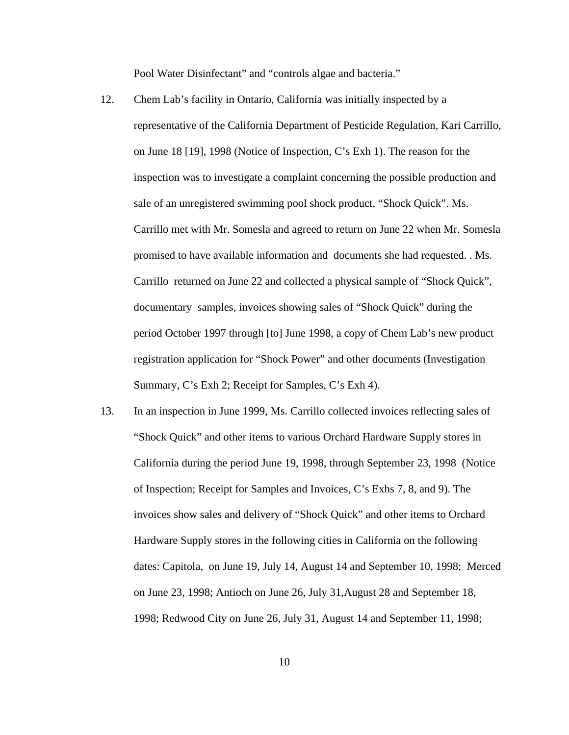Pool Water Disinfectant" and "controls algae and bacteria."

12. Chem Lab's facility in Ontario, California was initially inspected by a representative of the California Department of Pesticide Regulation, Kari Carrillo, on June 18 [19], 1998 (Notice of Inspection, C's Exh 1). The reason for the inspection was to investigate a complaint concerning the possible production and sale of an unregistered swimming pool shock product, "Shock Quick". Ms. Carrillo met with Mr. Somesla and agreed to return on June 22 when Mr. Somesla promised to have available information and documents she had requested. . Ms. Carrillo returned on June 22 and collected a physical sample of "Shock Quick", documentary samples, invoices showing sales of "Shock Quick" during the period October 1997 through [to] June 1998, a copy of Chem Lab's new product registration application for "Shock Power" and other documents (Investigation Summary, C's Exh 2; Receipt for Samples, C's Exh 4).

13. In an inspection in June 1999, Ms. Carrillo collected invoices reflecting sales of "Shock Quick" and other items to various Orchard Hardware Supply stores in California during the period June 19, 1998, through September 23, 1998 (Notice of Inspection; Receipt for Samples and Invoices, C's Exhs 7, 8, and 9). The invoices show sales and delivery of "Shock Quick" and other items to Orchard Hardware Supply stores in the following cities in California on the following dates: Capitola, on June 19, July 14, August 14 and September 10, 1998; Merced on June 23, 1998; Antioch on June 26, July 31,August 28 and September 18, 1998; Redwood City on June 26, July 31, August 14 and September 11, 1998;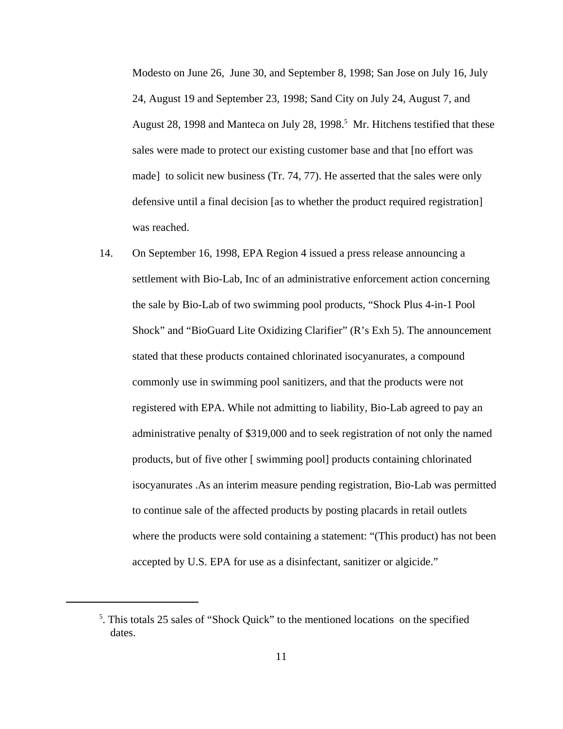Modesto on June 26, June 30, and September 8, 1998; San Jose on July 16, July 24, August 19 and September 23, 1998; Sand City on July 24, August 7, and August 28, 1998 and Manteca on July 28, 1998.[5] Mr. Hitchens testified that these sales were made to protect our existing customer base and that [no effort was made] to solicit new business (Tr. 74, 77). He asserted that the sales were only defensive until a final decision [as to whether the product required registration] was reached.

14. On September 16, 1998, EPA Region 4 issued a press release announcing a settlement with Bio-Lab, Inc of an administrative enforcement action concerning the sale by Bio-Lab of two swimming pool products, "Shock Plus 4-in-1 Pool Shock" and "BioGuard Lite Oxidizing Clarifier" (R's Exh 5). The announcement stated that these products contained chlorinated isocyanurates, a compound commonly use in swimming pool sanitizers, and that the products were not registered with EPA. While not admitting to liability, Bio-Lab agreed to pay an administrative penalty of $319,000 and to seek registration of not only the named products, but of five other [ swimming pool] products containing chlorinated isocyanurates .As an interim measure pending registration, Bio-Lab was permitted to continue sale of the affected products by posting placards in retail outlets where the products were sold containing a statement: "(This product) has not been accepted by U.S. EPA for use as a disinfectant, sanitizer or algicide."

---

[5]. This totals 25 sales of "Shock Quick" to the mentioned locations on the specified dates.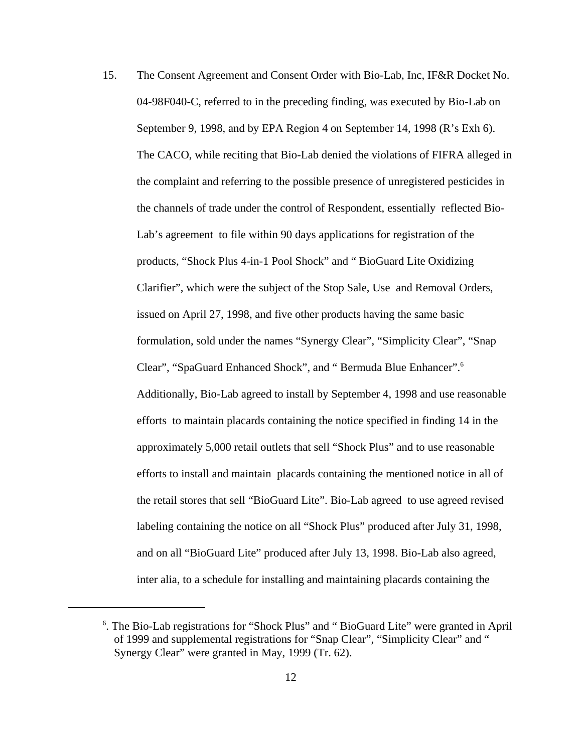15. The Consent Agreement and Consent Order with Bio-Lab, Inc, IF&R Docket No. 04-98F040-C, referred to in the preceding finding, was executed by Bio-Lab on September 9, 1998, and by EPA Region 4 on September 14, 1998 (R's Exh 6). The CACO, while reciting that Bio-Lab denied the violations of FIFRA alleged in the complaint and referring to the possible presence of unregistered pesticides in the channels of trade under the control of Respondent, essentially reflected Bio-Lab's agreement to file within 90 days applications for registration of the products, "Shock Plus 4-in-1 Pool Shock" and " BioGuard Lite Oxidizing Clarifier", which were the subject of the Stop Sale, Use and Removal Orders, issued on April 27, 1998, and five other products having the same basic formulation, sold under the names "Synergy Clear", "Simplicity Clear", "Snap Clear", "SpaGuard Enhanced Shock", and " Bermuda Blue Enhancer".[6] Additionally, Bio-Lab agreed to install by September 4, 1998 and use reasonable efforts to maintain placards containing the notice specified in finding 14 in the approximately 5,000 retail outlets that sell "Shock Plus" and to use reasonable efforts to install and maintain placards containing the mentioned notice in all of the retail stores that sell "BioGuard Lite". Bio-Lab agreed to use agreed revised labeling containing the notice on all "Shock Plus" produced after July 31, 1998, and on all "BioGuard Lite" produced after July 13, 1998. Bio-Lab also agreed, inter alia, to a schedule for installing and maintaining placards containing the

[6]. The Bio-Lab registrations for "Shock Plus" and " BioGuard Lite" were granted in April of 1999 and supplemental registrations for "Snap Clear", "Simplicity Clear" and " Synergy Clear" were granted in May, 1999 (Tr. 62).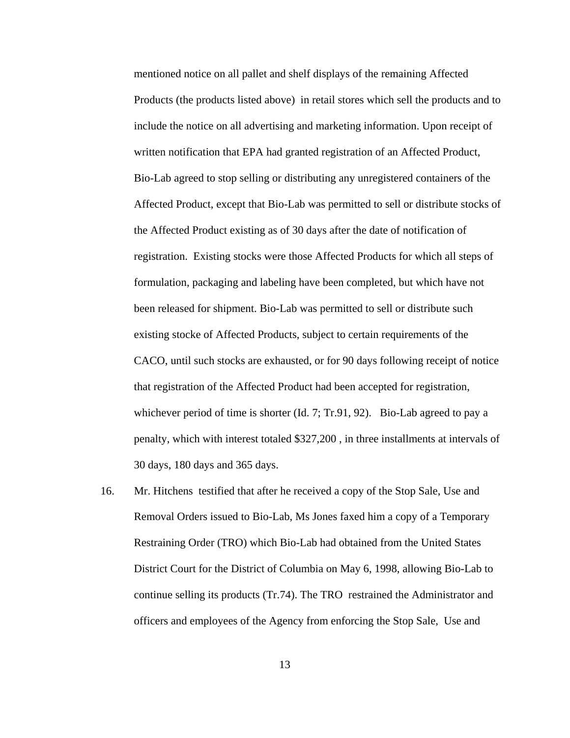mentioned notice on all pallet and shelf displays of the remaining Affected Products (the products listed above) in retail stores which sell the products and to include the notice on all advertising and marketing information. Upon receipt of written notification that EPA had granted registration of an Affected Product, Bio-Lab agreed to stop selling or distributing any unregistered containers of the Affected Product, except that Bio-Lab was permitted to sell or distribute stocks of the Affected Product existing as of 30 days after the date of notification of registration. Existing stocks were those Affected Products for which all steps of formulation, packaging and labeling have been completed, but which have not been released for shipment. Bio-Lab was permitted to sell or distribute such existing stocke of Affected Products, subject to certain requirements of the CACO, until such stocks are exhausted, or for 90 days following receipt of notice that registration of the Affected Product had been accepted for registration, whichever period of time is shorter (Id. 7; Tr.91, 92). Bio-Lab agreed to pay a penalty, which with interest totaled $327,200 , in three installments at intervals of 30 days, 180 days and 365 days.

16. Mr. Hitchens testified that after he received a copy of the Stop Sale, Use and Removal Orders issued to Bio-Lab, Ms Jones faxed him a copy of a Temporary Restraining Order (TRO) which Bio-Lab had obtained from the United States District Court for the District of Columbia on May 6, 1998, allowing Bio-Lab to continue selling its products (Tr.74). The TRO restrained the Administrator and officers and employees of the Agency from enforcing the Stop Sale, Use and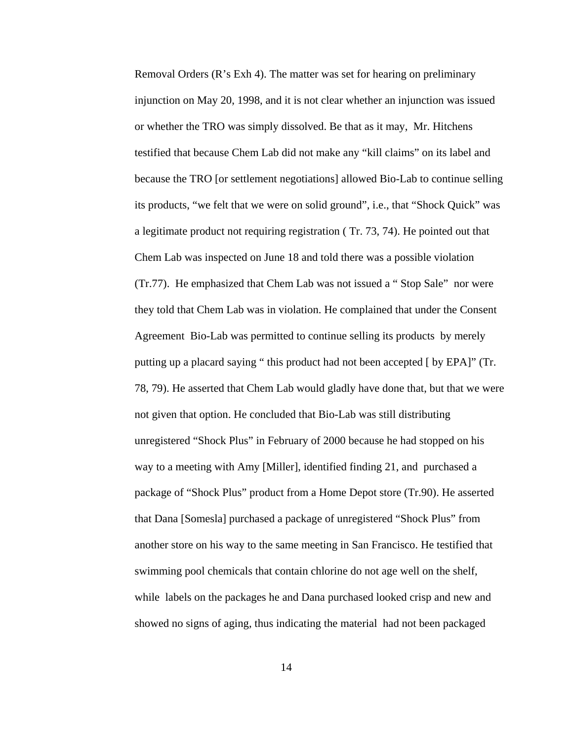Removal Orders (R's Exh 4). The matter was set for hearing on preliminary injunction on May 20, 1998, and it is not clear whether an injunction was issued or whether the TRO was simply dissolved. Be that as it may, Mr. Hitchens testified that because Chem Lab did not make any "kill claims" on its label and because the TRO [or settlement negotiations] allowed Bio-Lab to continue selling its products, "we felt that we were on solid ground", i.e., that "Shock Quick" was a legitimate product not requiring registration ( Tr. 73, 74). He pointed out that Chem Lab was inspected on June 18 and told there was a possible violation (Tr.77). He emphasized that Chem Lab was not issued a " Stop Sale" nor were they told that Chem Lab was in violation. He complained that under the Consent Agreement Bio-Lab was permitted to continue selling its products by merely putting up a placard saying " this product had not been accepted [ by EPA]" (Tr. 78, 79). He asserted that Chem Lab would gladly have done that, but that we were not given that option. He concluded that Bio-Lab was still distributing unregistered "Shock Plus" in February of 2000 because he had stopped on his way to a meeting with Amy [Miller], identified finding 21, and purchased a package of "Shock Plus" product from a Home Depot store (Tr.90). He asserted that Dana [Somesla] purchased a package of unregistered "Shock Plus" from another store on his way to the same meeting in San Francisco. He testified that swimming pool chemicals that contain chlorine do not age well on the shelf, while labels on the packages he and Dana purchased looked crisp and new and showed no signs of aging, thus indicating the material had not been packaged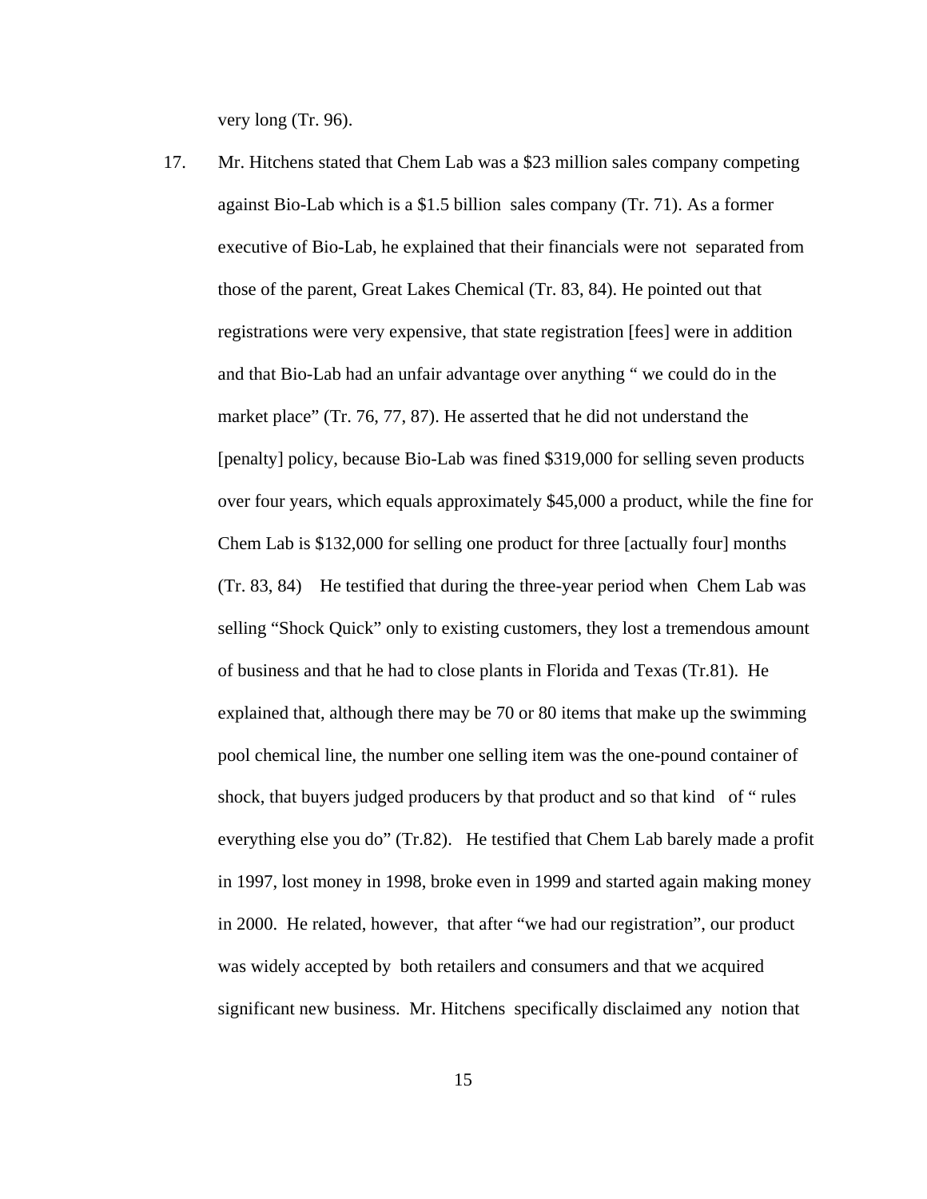very long (Tr. 96).

17. Mr. Hitchens stated that Chem Lab was a $23 million sales company competing against Bio-Lab which is a $1.5 billion sales company (Tr. 71). As a former executive of Bio-Lab, he explained that their financials were not separated from those of the parent, Great Lakes Chemical (Tr. 83, 84). He pointed out that registrations were very expensive, that state registration [fees] were in addition and that Bio-Lab had an unfair advantage over anything " we could do in the market place" (Tr. 76, 77, 87). He asserted that he did not understand the [penalty] policy, because Bio-Lab was fined $319,000 for selling seven products over four years, which equals approximately $45,000 a product, while the fine for Chem Lab is $132,000 for selling one product for three [actually four] months (Tr. 83, 84) He testified that during the three-year period when Chem Lab was selling "Shock Quick" only to existing customers, they lost a tremendous amount of business and that he had to close plants in Florida and Texas (Tr.81). He explained that, although there may be 70 or 80 items that make up the swimming pool chemical line, the number one selling item was the one-pound container of shock, that buyers judged producers by that product and so that kind of " rules everything else you do" (Tr.82). He testified that Chem Lab barely made a profit in 1997, lost money in 1998, broke even in 1999 and started again making money in 2000. He related, however, that after "we had our registration", our product was widely accepted by both retailers and consumers and that we acquired significant new business. Mr. Hitchens specifically disclaimed any notion that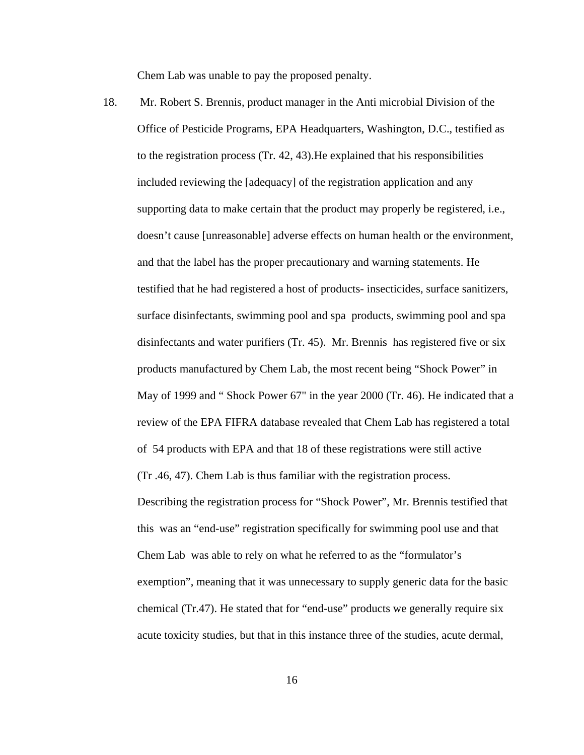Chem Lab was unable to pay the proposed penalty.

18. Mr. Robert S. Brennis, product manager in the Anti microbial Division of the Office of Pesticide Programs, EPA Headquarters, Washington, D.C., testified as to the registration process (Tr. 42, 43).He explained that his responsibilities included reviewing the [adequacy] of the registration application and any supporting data to make certain that the product may properly be registered, i.e., doesn't cause [unreasonable] adverse effects on human health or the environment, and that the label has the proper precautionary and warning statements. He testified that he had registered a host of products- insecticides, surface sanitizers, surface disinfectants, swimming pool and spa products, swimming pool and spa disinfectants and water purifiers (Tr. 45). Mr. Brennis has registered five or six products manufactured by Chem Lab, the most recent being "Shock Power" in May of 1999 and " Shock Power 67" in the year 2000 (Tr. 46). He indicated that a review of the EPA FIFRA database revealed that Chem Lab has registered a total of 54 products with EPA and that 18 of these registrations were still active (Tr .46, 47). Chem Lab is thus familiar with the registration process. Describing the registration process for "Shock Power", Mr. Brennis testified that this was an "end-use" registration specifically for swimming pool use and that Chem Lab was able to rely on what he referred to as the "formulator's exemption", meaning that it was unnecessary to supply generic data for the basic chemical (Tr.47). He stated that for "end-use" products we generally require six acute toxicity studies, but that in this instance three of the studies, acute dermal,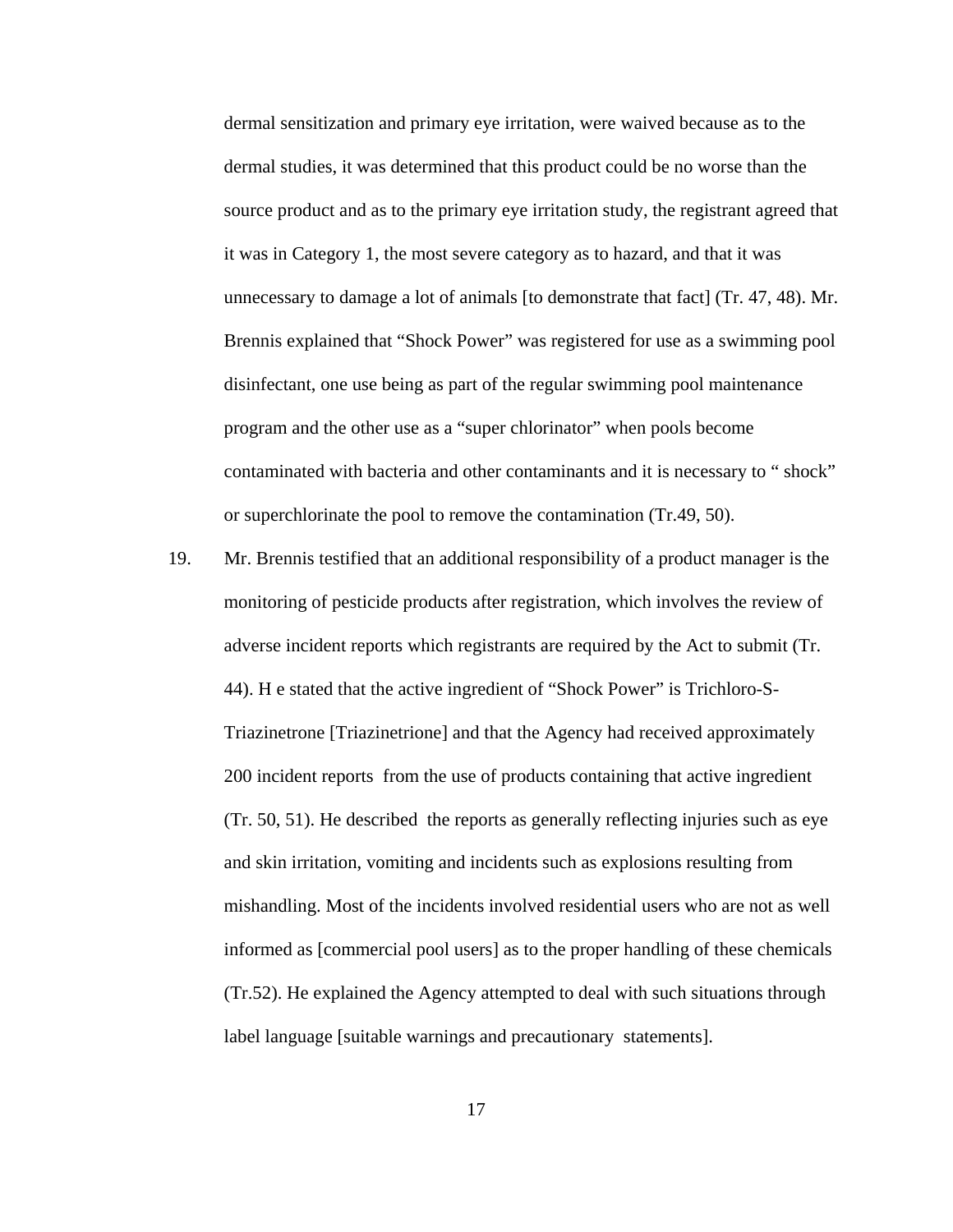dermal sensitization and primary eye irritation, were waived because as to the dermal studies, it was determined that this product could be no worse than the source product and as to the primary eye irritation study, the registrant agreed that it was in Category 1, the most severe category as to hazard, and that it was unnecessary to damage a lot of animals [to demonstrate that fact] (Tr. 47, 48). Mr. Brennis explained that "Shock Power" was registered for use as a swimming pool disinfectant, one use being as part of the regular swimming pool maintenance program and the other use as a "super chlorinator" when pools become contaminated with bacteria and other contaminants and it is necessary to " shock" or superchlorinate the pool to remove the contamination (Tr.49, 50).

19. Mr. Brennis testified that an additional responsibility of a product manager is the monitoring of pesticide products after registration, which involves the review of adverse incident reports which registrants are required by the Act to submit (Tr. 44). H e stated that the active ingredient of "Shock Power" is Trichloro-S-Triazinetrone [Triazinetrione] and that the Agency had received approximately 200 incident reports from the use of products containing that active ingredient (Tr. 50, 51). He described the reports as generally reflecting injuries such as eye and skin irritation, vomiting and incidents such as explosions resulting from mishandling. Most of the incidents involved residential users who are not as well informed as [commercial pool users] as to the proper handling of these chemicals (Tr.52). He explained the Agency attempted to deal with such situations through label language [suitable warnings and precautionary statements].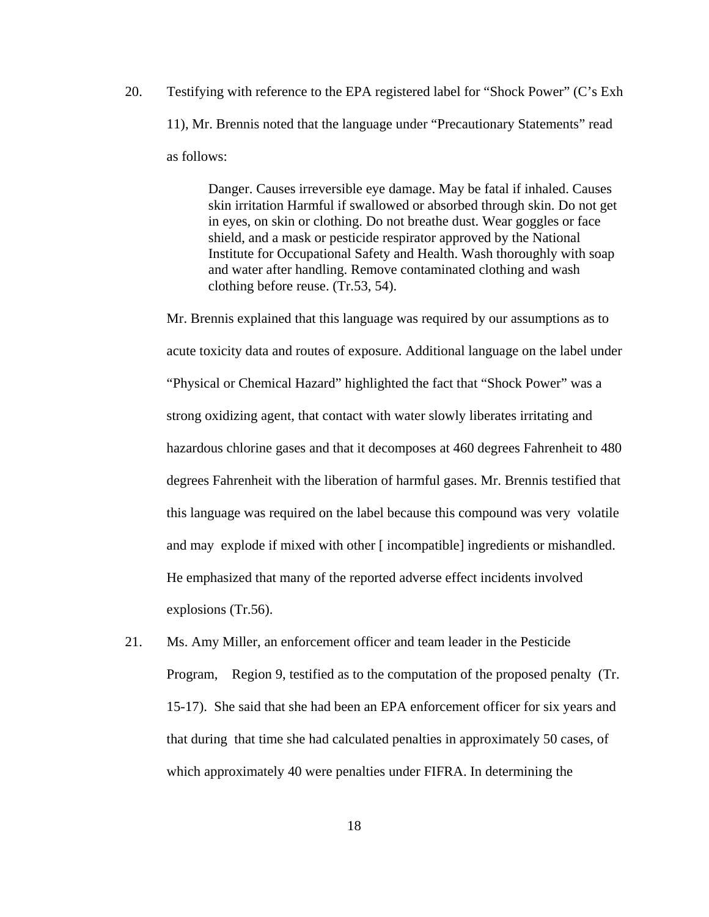20. Testifying with reference to the EPA registered label for "Shock Power" (C's Exh 11), Mr. Brennis noted that the language under "Precautionary Statements" read as follows:

> Danger. Causes irreversible eye damage. May be fatal if inhaled. Causes skin irritation Harmful if swallowed or absorbed through skin. Do not get in eyes, on skin or clothing. Do not breathe dust. Wear goggles or face shield, and a mask or pesticide respirator approved by the National Institute for Occupational Safety and Health. Wash thoroughly with soap and water after handling. Remove contaminated clothing and wash clothing before reuse. (Tr.53, 54).

Mr. Brennis explained that this language was required by our assumptions as to acute toxicity data and routes of exposure. Additional language on the label under "Physical or Chemical Hazard" highlighted the fact that "Shock Power" was a strong oxidizing agent, that contact with water slowly liberates irritating and hazardous chlorine gases and that it decomposes at 460 degrees Fahrenheit to 480 degrees Fahrenheit with the liberation of harmful gases. Mr. Brennis testified that this language was required on the label because this compound was very volatile and may explode if mixed with other [ incompatible] ingredients or mishandled. He emphasized that many of the reported adverse effect incidents involved explosions (Tr.56).

21. Ms. Amy Miller, an enforcement officer and team leader in the Pesticide Program, Region 9, testified as to the computation of the proposed penalty (Tr. 15-17). She said that she had been an EPA enforcement officer for six years and that during that time she had calculated penalties in approximately 50 cases, of which approximately 40 were penalties under FIFRA. In determining the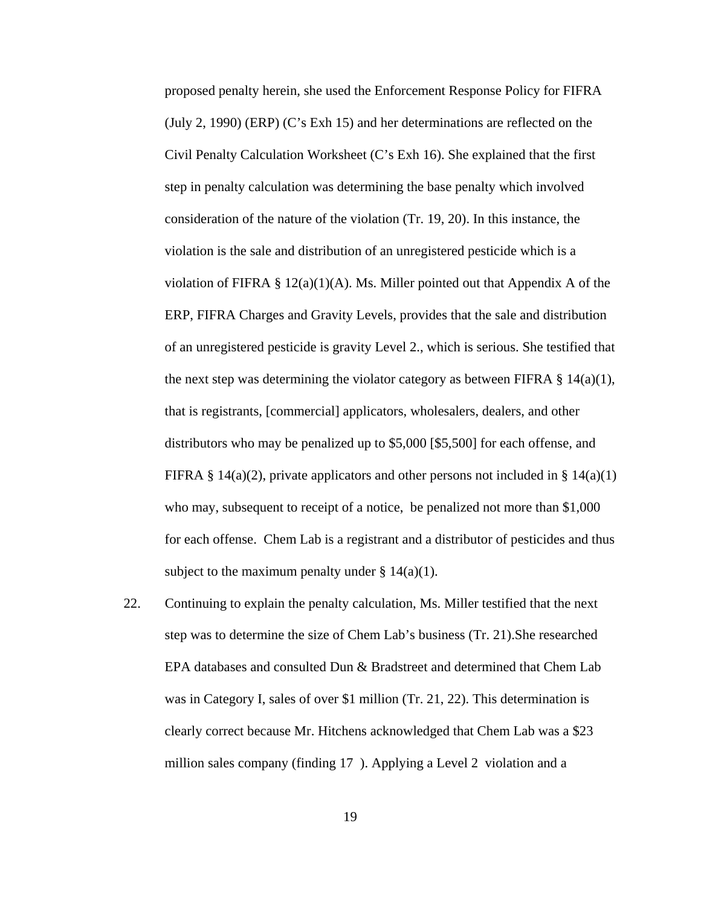proposed penalty herein, she used the Enforcement Response Policy for FIFRA (July 2, 1990) (ERP) (C's Exh 15) and her determinations are reflected on the Civil Penalty Calculation Worksheet (C's Exh 16). She explained that the first step in penalty calculation was determining the base penalty which involved consideration of the nature of the violation (Tr. 19, 20). In this instance, the violation is the sale and distribution of an unregistered pesticide which is a violation of FIFRA § 12(a)(1)(A). Ms. Miller pointed out that Appendix A of the ERP, FIFRA Charges and Gravity Levels, provides that the sale and distribution of an unregistered pesticide is gravity Level 2., which is serious. She testified that the next step was determining the violator category as between FIFRA § 14(a)(1), that is registrants, [commercial] applicators, wholesalers, dealers, and other distributors who may be penalized up to $5,000 [$5,500] for each offense, and FIFRA § 14(a)(2), private applicators and other persons not included in § 14(a)(1) who may, subsequent to receipt of a notice, be penalized not more than $1,000 for each offense. Chem Lab is a registrant and a distributor of pesticides and thus subject to the maximum penalty under § 14(a)(1).

22. Continuing to explain the penalty calculation, Ms. Miller testified that the next step was to determine the size of Chem Lab's business (Tr. 21).She researched EPA databases and consulted Dun & Bradstreet and determined that Chem Lab was in Category I, sales of over $1 million (Tr. 21, 22). This determination is clearly correct because Mr. Hitchens acknowledged that Chem Lab was a $23 million sales company (finding 17 ). Applying a Level 2 violation and a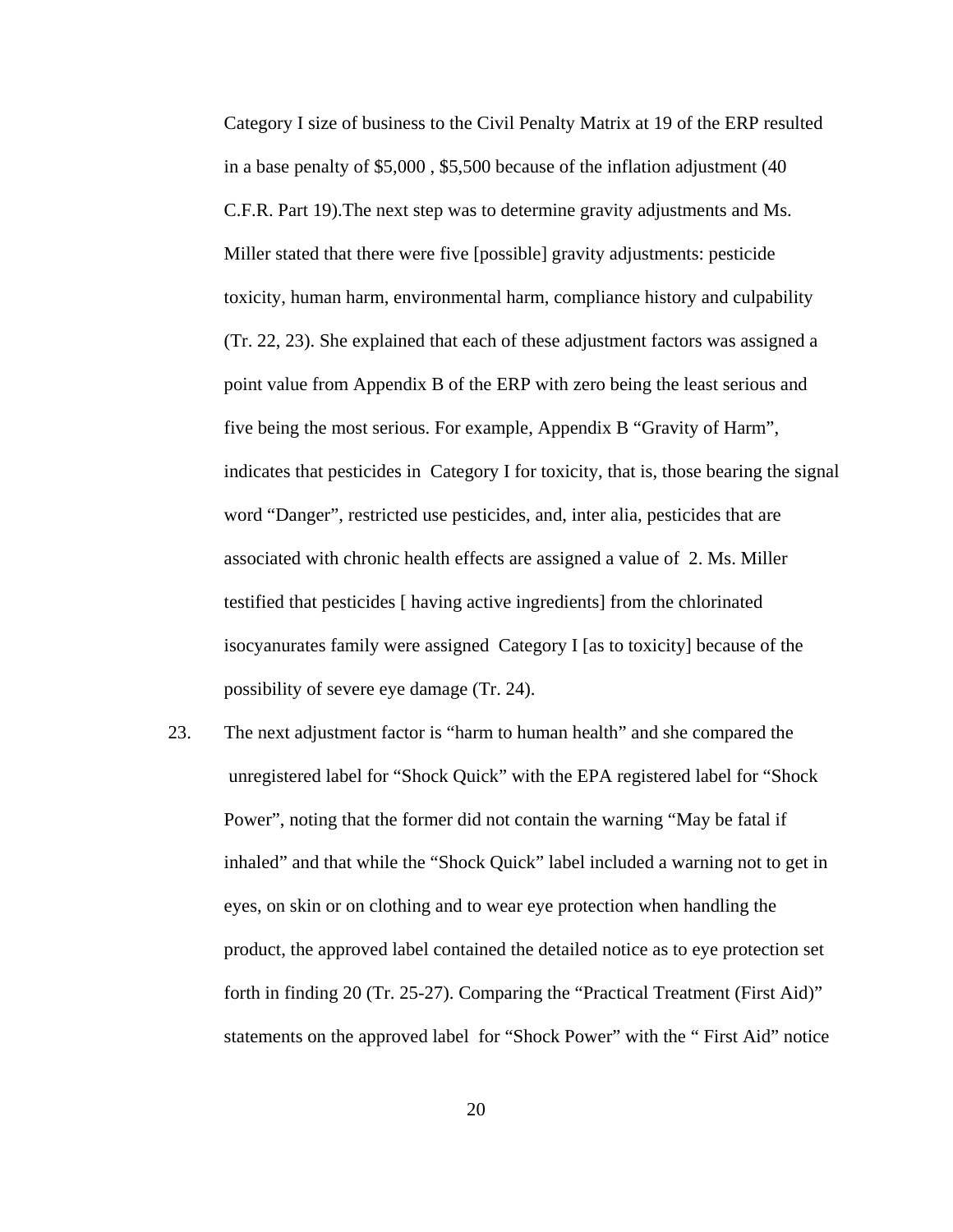Category I size of business to the Civil Penalty Matrix at 19 of the ERP resulted in a base penalty of $5,000 , $5,500 because of the inflation adjustment (40 C.F.R. Part 19).The next step was to determine gravity adjustments and Ms. Miller stated that there were five [possible] gravity adjustments: pesticide toxicity, human harm, environmental harm, compliance history and culpability (Tr. 22, 23). She explained that each of these adjustment factors was assigned a point value from Appendix B of the ERP with zero being the least serious and five being the most serious. For example, Appendix B "Gravity of Harm", indicates that pesticides in Category I for toxicity, that is, those bearing the signal word "Danger", restricted use pesticides, and, inter alia, pesticides that are associated with chronic health effects are assigned a value of 2. Ms. Miller testified that pesticides [ having active ingredients] from the chlorinated isocyanurates family were assigned Category I [as to toxicity] because of the possibility of severe eye damage (Tr. 24).

23. The next adjustment factor is "harm to human health" and she compared the unregistered label for "Shock Quick" with the EPA registered label for "Shock Power", noting that the former did not contain the warning "May be fatal if inhaled" and that while the "Shock Quick" label included a warning not to get in eyes, on skin or on clothing and to wear eye protection when handling the product, the approved label contained the detailed notice as to eye protection set forth in finding 20 (Tr. 25-27). Comparing the "Practical Treatment (First Aid)" statements on the approved label for "Shock Power" with the " First Aid" notice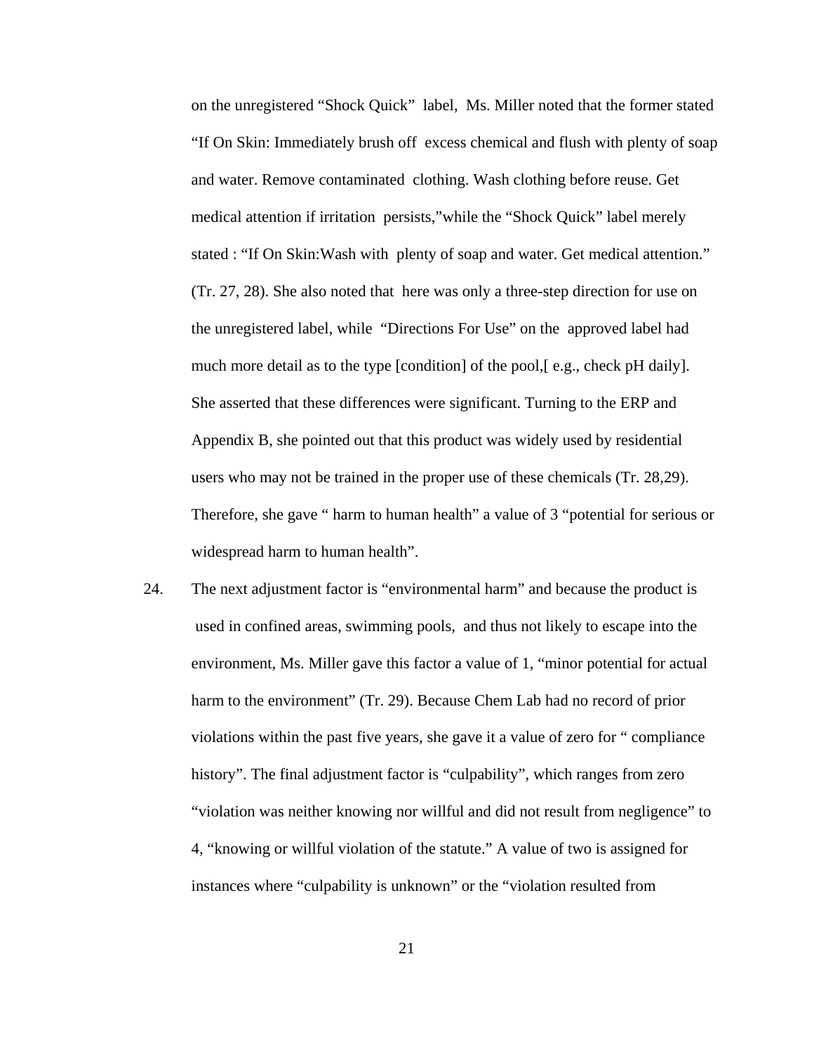on the unregistered "Shock Quick" label, Ms. Miller noted that the former stated "If On Skin: Immediately brush off excess chemical and flush with plenty of soap and water. Remove contaminated clothing. Wash clothing before reuse. Get medical attention if irritation persists,"while the "Shock Quick" label merely stated : "If On Skin:Wash with plenty of soap and water. Get medical attention." (Tr. 27, 28). She also noted that here was only a three-step direction for use on the unregistered label, while "Directions For Use" on the approved label had much more detail as to the type [condition] of the pool,[ e.g., check pH daily]. She asserted that these differences were significant. Turning to the ERP and Appendix B, she pointed out that this product was widely used by residential users who may not be trained in the proper use of these chemicals (Tr. 28,29). Therefore, she gave " harm to human health" a value of 3 "potential for serious or widespread harm to human health".

24. The next adjustment factor is "environmental harm" and because the product is used in confined areas, swimming pools, and thus not likely to escape into the environment, Ms. Miller gave this factor a value of 1, "minor potential for actual harm to the environment" (Tr. 29). Because Chem Lab had no record of prior violations within the past five years, she gave it a value of zero for " compliance history". The final adjustment factor is "culpability", which ranges from zero "violation was neither knowing nor willful and did not result from negligence" to 4, "knowing or willful violation of the statute." A value of two is assigned for instances where "culpability is unknown" or the "violation resulted from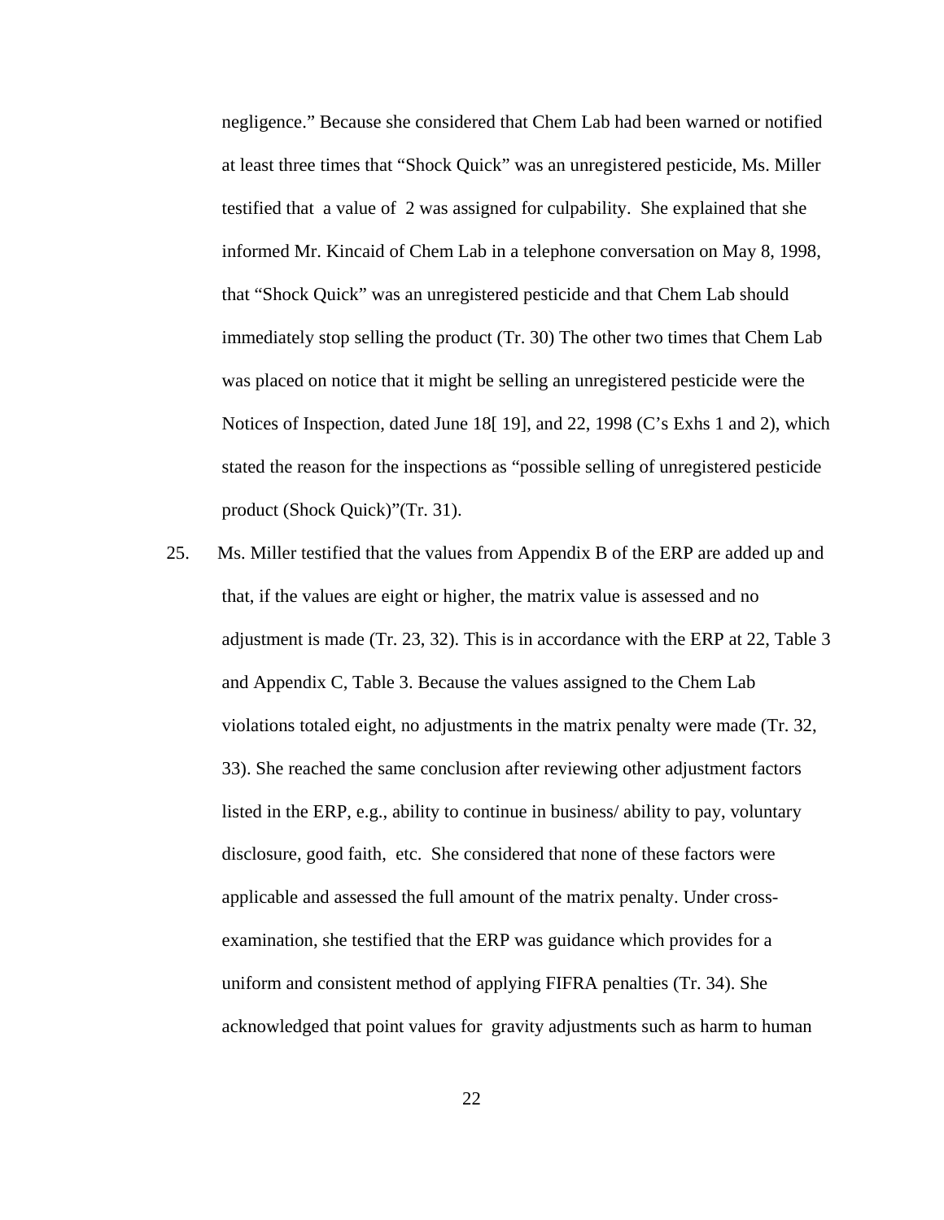negligence." Because she considered that Chem Lab had been warned or notified at least three times that "Shock Quick" was an unregistered pesticide, Ms. Miller testified that a value of 2 was assigned for culpability. She explained that she informed Mr. Kincaid of Chem Lab in a telephone conversation on May 8, 1998, that "Shock Quick" was an unregistered pesticide and that Chem Lab should immediately stop selling the product (Tr. 30) The other two times that Chem Lab was placed on notice that it might be selling an unregistered pesticide were the Notices of Inspection, dated June 18[ 19], and 22, 1998 (C's Exhs 1 and 2), which stated the reason for the inspections as "possible selling of unregistered pesticide product (Shock Quick)"(Tr. 31).

25. Ms. Miller testified that the values from Appendix B of the ERP are added up and that, if the values are eight or higher, the matrix value is assessed and no adjustment is made (Tr. 23, 32). This is in accordance with the ERP at 22, Table 3 and Appendix C, Table 3. Because the values assigned to the Chem Lab violations totaled eight, no adjustments in the matrix penalty were made (Tr. 32, 33). She reached the same conclusion after reviewing other adjustment factors listed in the ERP, e.g., ability to continue in business/ ability to pay, voluntary disclosure, good faith, etc. She considered that none of these factors were applicable and assessed the full amount of the matrix penalty. Under cross-examination, she testified that the ERP was guidance which provides for a uniform and consistent method of applying FIFRA penalties (Tr. 34). She acknowledged that point values for gravity adjustments such as harm to human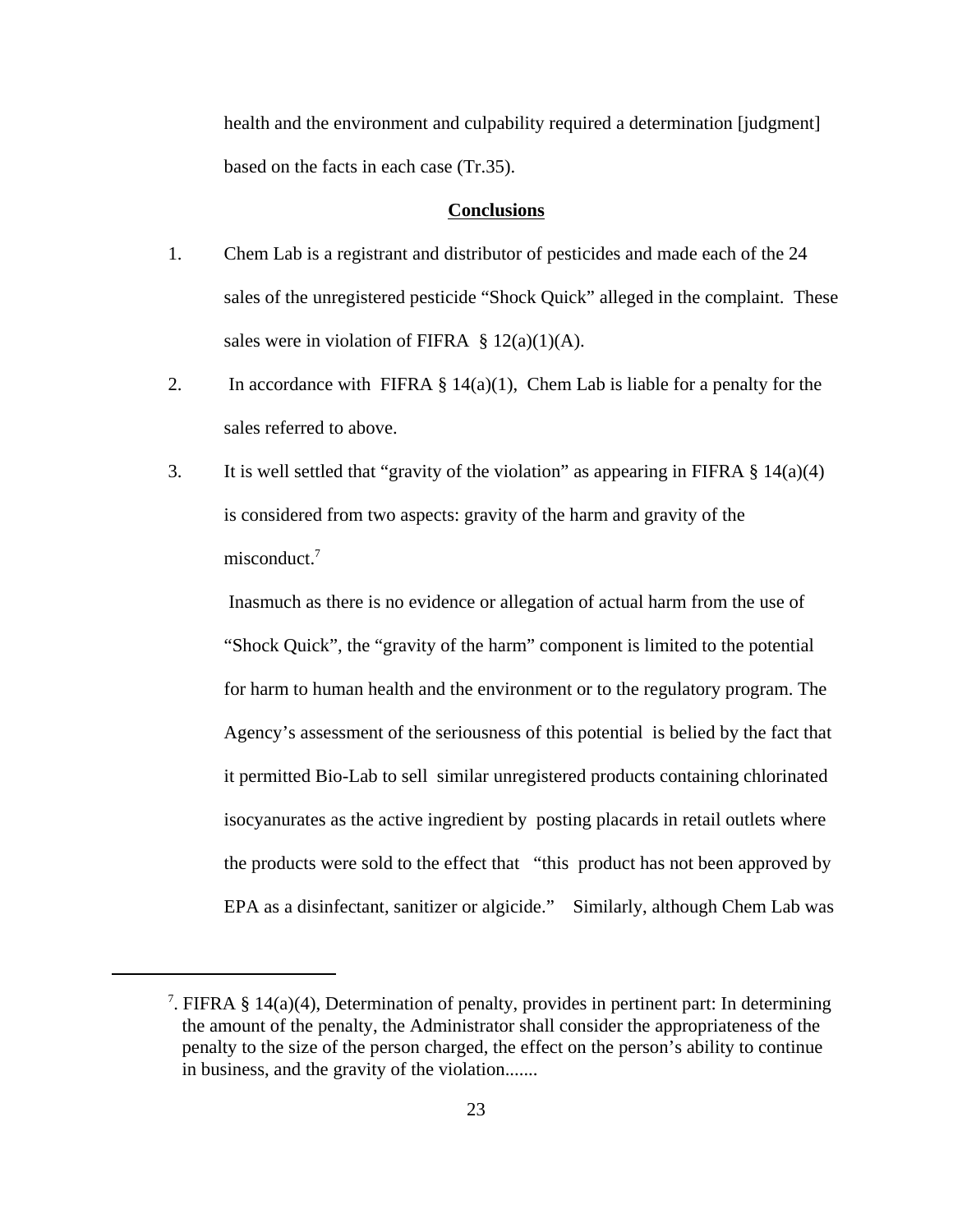health and the environment and culpability required a determination [judgment] based on the facts in each case (Tr.35).

## Conclusions

1. Chem Lab is a registrant and distributor of pesticides and made each of the 24 sales of the unregistered pesticide "Shock Quick" alleged in the complaint. These sales were in violation of FIFRA § 12(a)(1)(A).

2. In accordance with FIFRA § 14(a)(1), Chem Lab is liable for a penalty for the sales referred to above.

3. It is well settled that "gravity of the violation" as appearing in FIFRA § 14(a)(4) is considered from two aspects: gravity of the harm and gravity of the misconduct.[7]

   Inasmuch as there is no evidence or allegation of actual harm from the use of "Shock Quick", the "gravity of the harm" component is limited to the potential for harm to human health and the environment or to the regulatory program. The Agency's assessment of the seriousness of this potential is belied by the fact that it permitted Bio-Lab to sell similar unregistered products containing chlorinated isocyanurates as the active ingredient by posting placards in retail outlets where the products were sold to the effect that "this product has not been approved by EPA as a disinfectant, sanitizer or algicide." Similarly, although Chem Lab was

---

[7]. FIFRA § 14(a)(4), Determination of penalty, provides in pertinent part: In determining the amount of the penalty, the Administrator shall consider the appropriateness of the penalty to the size of the person charged, the effect on the person's ability to continue in business, and the gravity of the violation.......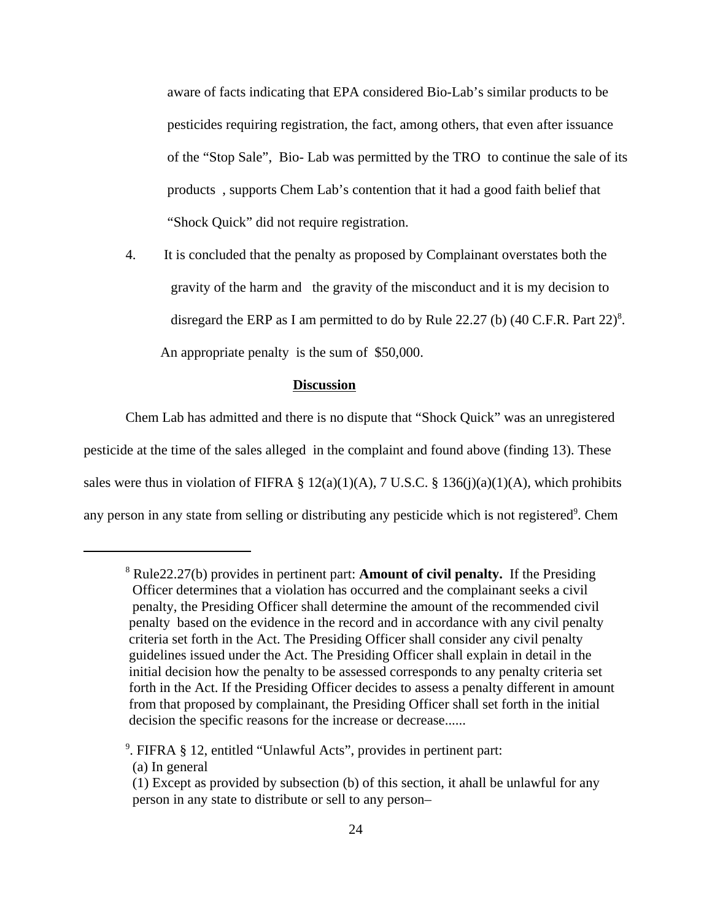aware of facts indicating that EPA considered Bio-Lab's similar products to be pesticides requiring registration, the fact, among others, that even after issuance of the "Stop Sale", Bio- Lab was permitted by the TRO to continue the sale of its products , supports Chem Lab's contention that it had a good faith belief that "Shock Quick" did not require registration.

4. It is concluded that the penalty as proposed by Complainant overstates both the gravity of the harm and the gravity of the misconduct and it is my decision to disregard the ERP as I am permitted to do by Rule 22.27 (b) (40 C.F.R. Part 22)[8]. An appropriate penalty is the sum of $50,000.

**Discussion**

Chem Lab has admitted and there is no dispute that "Shock Quick" was an unregistered pesticide at the time of the sales alleged in the complaint and found above (finding 13). These sales were thus in violation of FIFRA § 12(a)(1)(A), 7 U.S.C. § 136(j)(a)(1)(A), which prohibits any person in any state from selling or distributing any pesticide which is not registered[9]. Chem

---

[8] Rule22.27(b) provides in pertinent part: **Amount of civil penalty.** If the Presiding Officer determines that a violation has occurred and the complainant seeks a civil penalty, the Presiding Officer shall determine the amount of the recommended civil penalty based on the evidence in the record and in accordance with any civil penalty criteria set forth in the Act. The Presiding Officer shall consider any civil penalty guidelines issued under the Act. The Presiding Officer shall explain in detail in the initial decision how the penalty to be assessed corresponds to any penalty criteria set forth in the Act. If the Presiding Officer decides to assess a penalty different in amount from that proposed by complainant, the Presiding Officer shall set forth in the initial decision the specific reasons for the increase or decrease......

[9]. FIFRA § 12, entitled "Unlawful Acts", provides in pertinent part:
(a) In general
(1) Except as provided by subsection (b) of this section, it ahall be unlawful for any person in any state to distribute or sell to any person–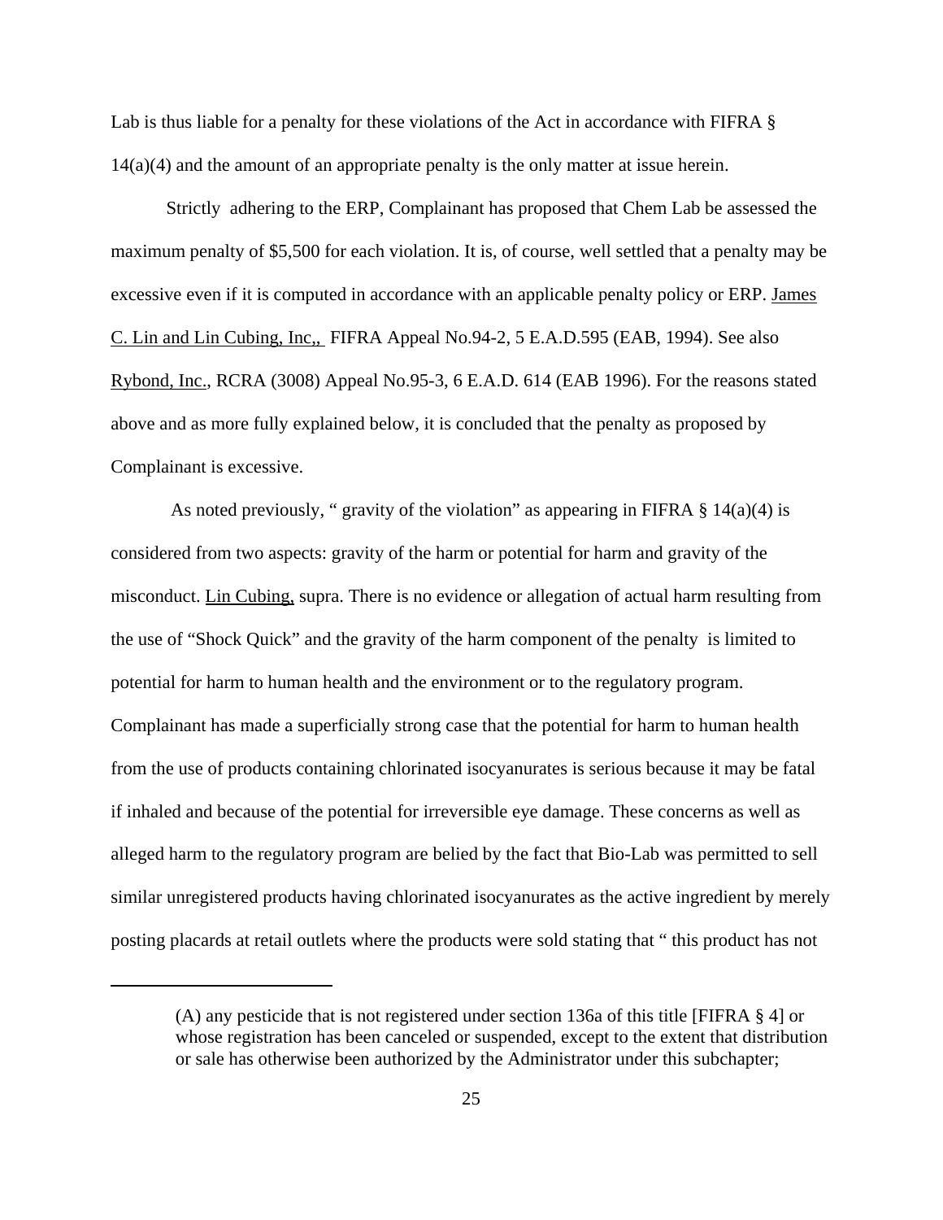Lab is thus liable for a penalty for these violations of the Act in accordance with FIFRA § 14(a)(4) and the amount of an appropriate penalty is the only matter at issue herein.

Strictly adhering to the ERP, Complainant has proposed that Chem Lab be assessed the maximum penalty of $5,500 for each violation. It is, of course, well settled that a penalty may be excessive even if it is computed in accordance with an applicable penalty policy or ERP. James C. Lin and Lin Cubing, Inc,, FIFRA Appeal No.94-2, 5 E.A.D.595 (EAB, 1994). See also Rybond, Inc., RCRA (3008) Appeal No.95-3, 6 E.A.D. 614 (EAB 1996). For the reasons stated above and as more fully explained below, it is concluded that the penalty as proposed by Complainant is excessive.

As noted previously, " gravity of the violation" as appearing in FIFRA § 14(a)(4) is considered from two aspects: gravity of the harm or potential for harm and gravity of the misconduct. Lin Cubing, supra. There is no evidence or allegation of actual harm resulting from the use of "Shock Quick" and the gravity of the harm component of the penalty is limited to potential for harm to human health and the environment or to the regulatory program. Complainant has made a superficially strong case that the potential for harm to human health from the use of products containing chlorinated isocyanurates is serious because it may be fatal if inhaled and because of the potential for irreversible eye damage. These concerns as well as alleged harm to the regulatory program are belied by the fact that Bio-Lab was permitted to sell similar unregistered products having chlorinated isocyanurates as the active ingredient by merely posting placards at retail outlets where the products were sold stating that " this product has not

---

(A) any pesticide that is not registered under section 136a of this title [FIFRA § 4] or whose registration has been canceled or suspended, except to the extent that distribution or sale has otherwise been authorized by the Administrator under this subchapter;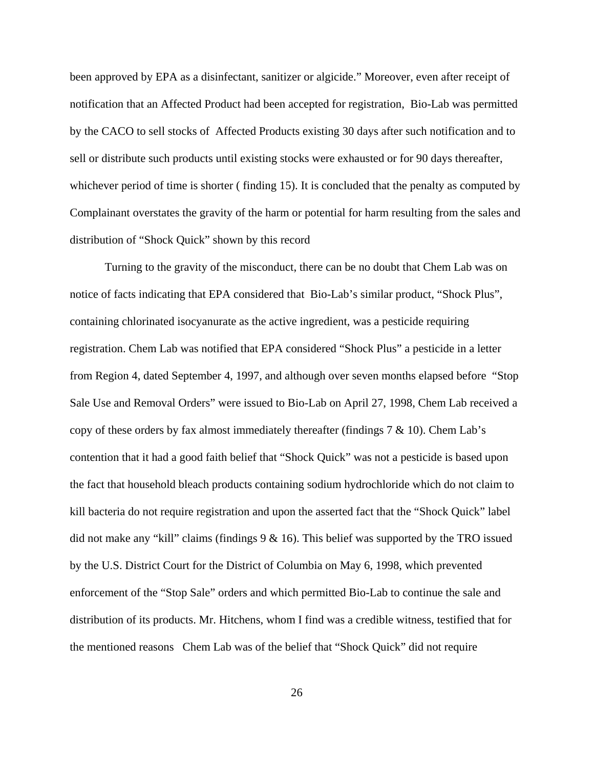been approved by EPA as a disinfectant, sanitizer or algicide." Moreover, even after receipt of notification that an Affected Product had been accepted for registration, Bio-Lab was permitted by the CACO to sell stocks of Affected Products existing 30 days after such notification and to sell or distribute such products until existing stocks were exhausted or for 90 days thereafter, whichever period of time is shorter ( finding 15). It is concluded that the penalty as computed by Complainant overstates the gravity of the harm or potential for harm resulting from the sales and distribution of "Shock Quick" shown by this record

Turning to the gravity of the misconduct, there can be no doubt that Chem Lab was on notice of facts indicating that EPA considered that Bio-Lab's similar product, "Shock Plus", containing chlorinated isocyanurate as the active ingredient, was a pesticide requiring registration. Chem Lab was notified that EPA considered "Shock Plus" a pesticide in a letter from Region 4, dated September 4, 1997, and although over seven months elapsed before "Stop Sale Use and Removal Orders" were issued to Bio-Lab on April 27, 1998, Chem Lab received a copy of these orders by fax almost immediately thereafter (findings 7 & 10). Chem Lab's contention that it had a good faith belief that "Shock Quick" was not a pesticide is based upon the fact that household bleach products containing sodium hydrochloride which do not claim to kill bacteria do not require registration and upon the asserted fact that the "Shock Quick" label did not make any "kill" claims (findings 9 & 16). This belief was supported by the TRO issued by the U.S. District Court for the District of Columbia on May 6, 1998, which prevented enforcement of the "Stop Sale" orders and which permitted Bio-Lab to continue the sale and distribution of its products. Mr. Hitchens, whom I find was a credible witness, testified that for the mentioned reasons Chem Lab was of the belief that "Shock Quick" did not require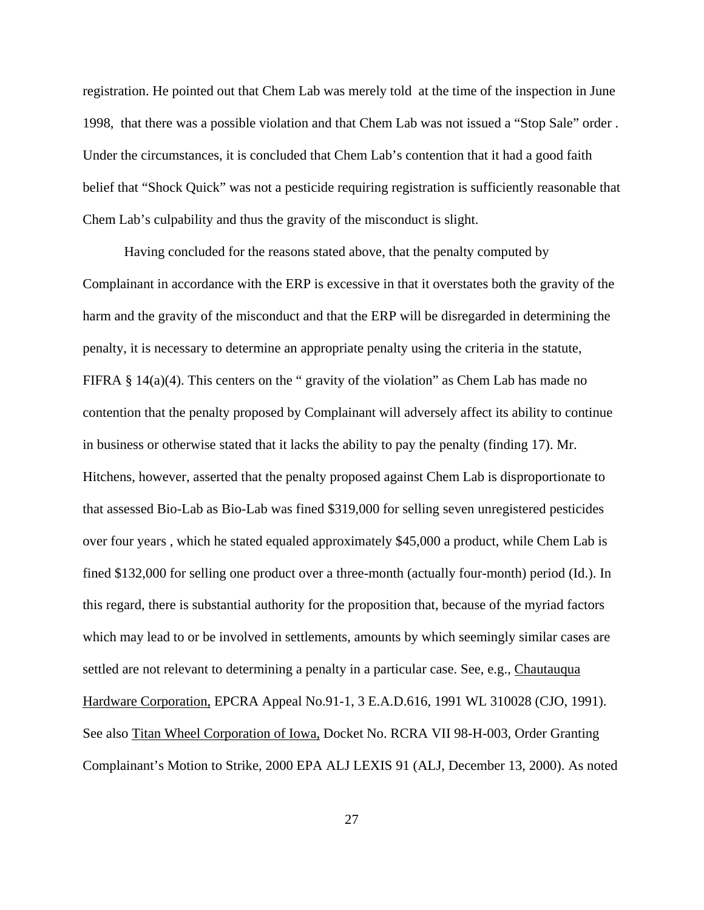registration. He pointed out that Chem Lab was merely told at the time of the inspection in June 1998, that there was a possible violation and that Chem Lab was not issued a "Stop Sale" order . Under the circumstances, it is concluded that Chem Lab's contention that it had a good faith belief that "Shock Quick" was not a pesticide requiring registration is sufficiently reasonable that Chem Lab's culpability and thus the gravity of the misconduct is slight.

Having concluded for the reasons stated above, that the penalty computed by Complainant in accordance with the ERP is excessive in that it overstates both the gravity of the harm and the gravity of the misconduct and that the ERP will be disregarded in determining the penalty, it is necessary to determine an appropriate penalty using the criteria in the statute, FIFRA § 14(a)(4). This centers on the " gravity of the violation" as Chem Lab has made no contention that the penalty proposed by Complainant will adversely affect its ability to continue in business or otherwise stated that it lacks the ability to pay the penalty (finding 17). Mr. Hitchens, however, asserted that the penalty proposed against Chem Lab is disproportionate to that assessed Bio-Lab as Bio-Lab was fined \$319,000 for selling seven unregistered pesticides over four years , which he stated equaled approximately \$45,000 a product, while Chem Lab is fined \$132,000 for selling one product over a three-month (actually four-month) period (Id.). In this regard, there is substantial authority for the proposition that, because of the myriad factors which may lead to or be involved in settlements, amounts by which seemingly similar cases are settled are not relevant to determining a penalty in a particular case. See, e.g., <u>Chautauqua Hardware Corporation,</u> EPCRA Appeal No.91-1, 3 E.A.D.616, 1991 WL 310028 (CJO, 1991). See also <u>Titan Wheel Corporation of Iowa,</u> Docket No. RCRA VII 98-H-003, Order Granting Complainant's Motion to Strike, 2000 EPA ALJ LEXIS 91 (ALJ, December 13, 2000). As noted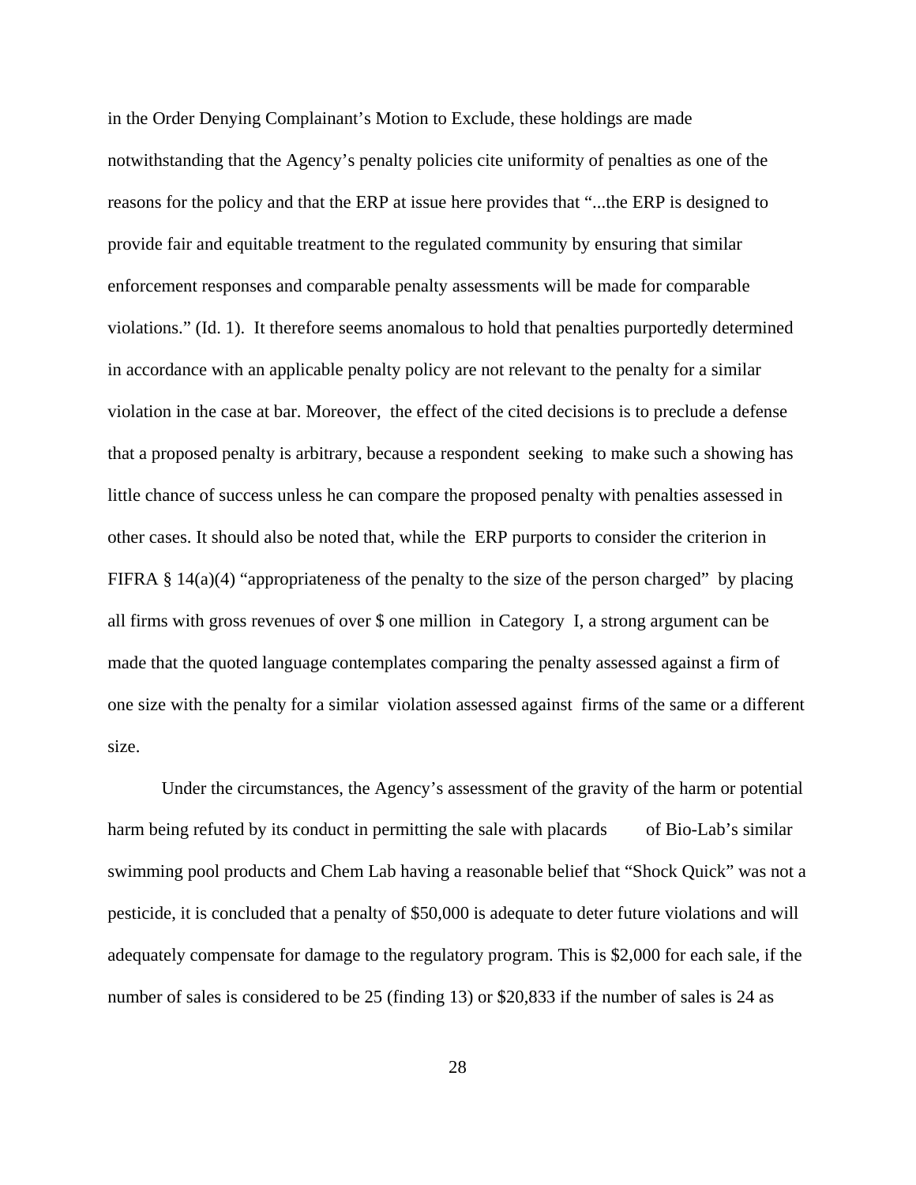in the Order Denying Complainant's Motion to Exclude, these holdings are made notwithstanding that the Agency's penalty policies cite uniformity of penalties as one of the reasons for the policy and that the ERP at issue here provides that "...the ERP is designed to provide fair and equitable treatment to the regulated community by ensuring that similar enforcement responses and comparable penalty assessments will be made for comparable violations." (Id. 1). It therefore seems anomalous to hold that penalties purportedly determined in accordance with an applicable penalty policy are not relevant to the penalty for a similar violation in the case at bar. Moreover, the effect of the cited decisions is to preclude a defense that a proposed penalty is arbitrary, because a respondent seeking to make such a showing has little chance of success unless he can compare the proposed penalty with penalties assessed in other cases. It should also be noted that, while the ERP purports to consider the criterion in FIFRA § 14(a)(4) "appropriateness of the penalty to the size of the person charged" by placing all firms with gross revenues of over $ one million in Category I, a strong argument can be made that the quoted language contemplates comparing the penalty assessed against a firm of one size with the penalty for a similar violation assessed against firms of the same or a different size.

Under the circumstances, the Agency's assessment of the gravity of the harm or potential harm being refuted by its conduct in permitting the sale with placards of Bio-Lab's similar swimming pool products and Chem Lab having a reasonable belief that "Shock Quick" was not a pesticide, it is concluded that a penalty of $50,000 is adequate to deter future violations and will adequately compensate for damage to the regulatory program. This is $2,000 for each sale, if the number of sales is considered to be 25 (finding 13) or $20,833 if the number of sales is 24 as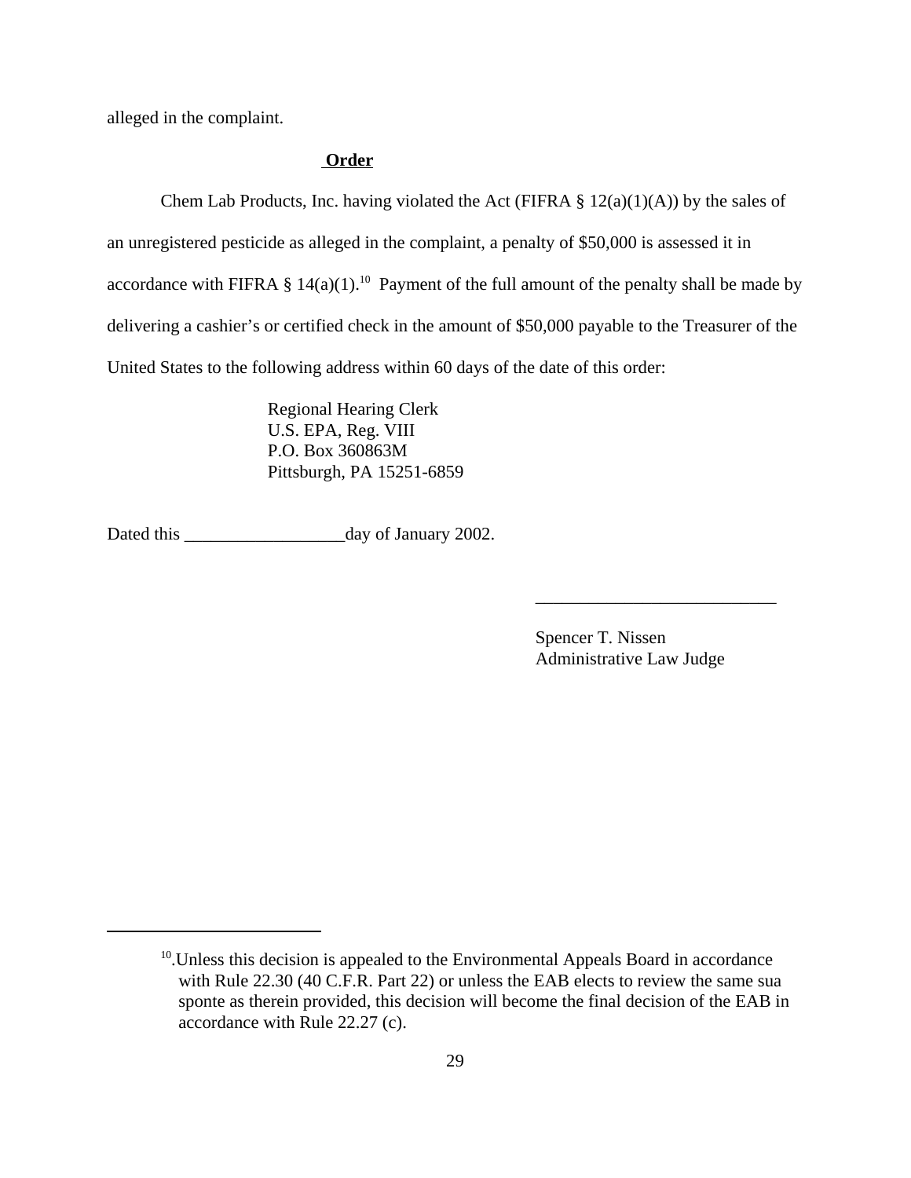alleged in the complaint.

**Order**

Chem Lab Products, Inc. having violated the Act (FIFRA § 12(a)(1)(A)) by the sales of an unregistered pesticide as alleged in the complaint, a penalty of $50,000 is assessed it in accordance with FIFRA § 14(a)(1).[10] Payment of the full amount of the penalty shall be made by delivering a cashier's or certified check in the amount of $50,000 payable to the Treasurer of the United States to the following address within 60 days of the date of this order:

Regional Hearing Clerk
U.S. EPA, Reg. VIII
P.O. Box 360863M
Pittsburgh, PA 15251-6859

Dated this __________________day of January 2002.

___________________________

Spencer T. Nissen
Administrative Law Judge

---

[10].Unless this decision is appealed to the Environmental Appeals Board in accordance with Rule 22.30 (40 C.F.R. Part 22) or unless the EAB elects to review the same sua sponte as therein provided, this decision will become the final decision of the EAB in accordance with Rule 22.27 (c).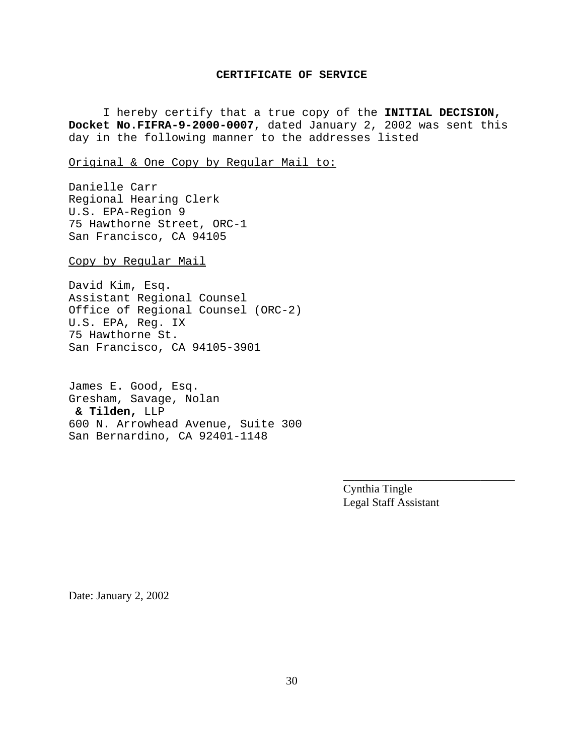## CERTIFICATE OF SERVICE

I hereby certify that a true copy of the **INITIAL DECISION, Docket No.FIFRA-9-2000-0007**, dated January 2, 2002 was sent this day in the following manner to the addresses listed

Original & One Copy by Regular Mail to:

Danielle Carr
Regional Hearing Clerk
U.S. EPA-Region 9
75 Hawthorne Street, ORC-1
San Francisco, CA 94105

Copy by Regular Mail

David Kim, Esq.
Assistant Regional Counsel
Office of Regional Counsel (ORC-2)
U.S. EPA, Reg. IX
75 Hawthorne St.
San Francisco, CA 94105-3901

James E. Good, Esq.
Gresham, Savage, Nolan
**& Tilden,** LLP
600 N. Arrowhead Avenue, Suite 300
San Bernardino, CA 92401-1148

______________________________
Cynthia Tingle
Legal Staff Assistant

Date: January 2, 2002